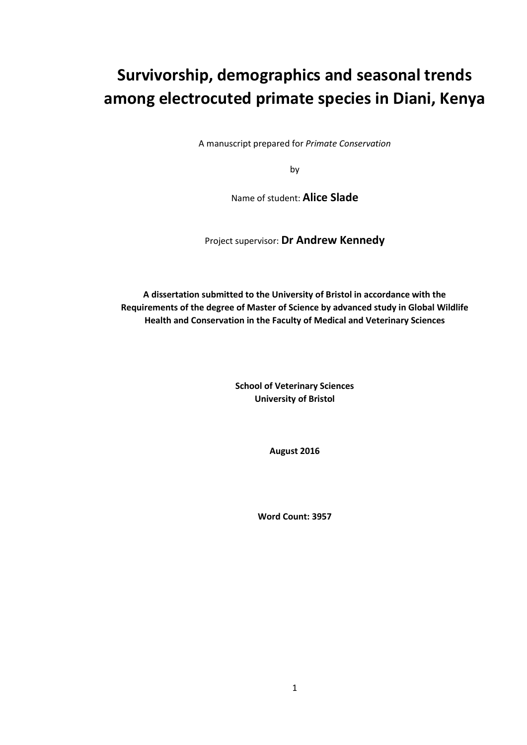# Survivorship, demographics and seasonal trends among electrocuted primate species in Diani, Kenya

A manuscript prepared for *Primate Conservation*

by

Name of student: **Alice Slade**

Project supervisor: **Dr Andrew Kennedy**

**A dissertation submitted to the University of Bristol in accordance with the Requirements of the degree of Master of Science by advanced study in Global Wildlife Health and Conservation in the Faculty of Medical and Veterinary Sciences**

**School of Veterinary Sciences**
**University of Bristol**

**August 2016**

**Word Count: 3957**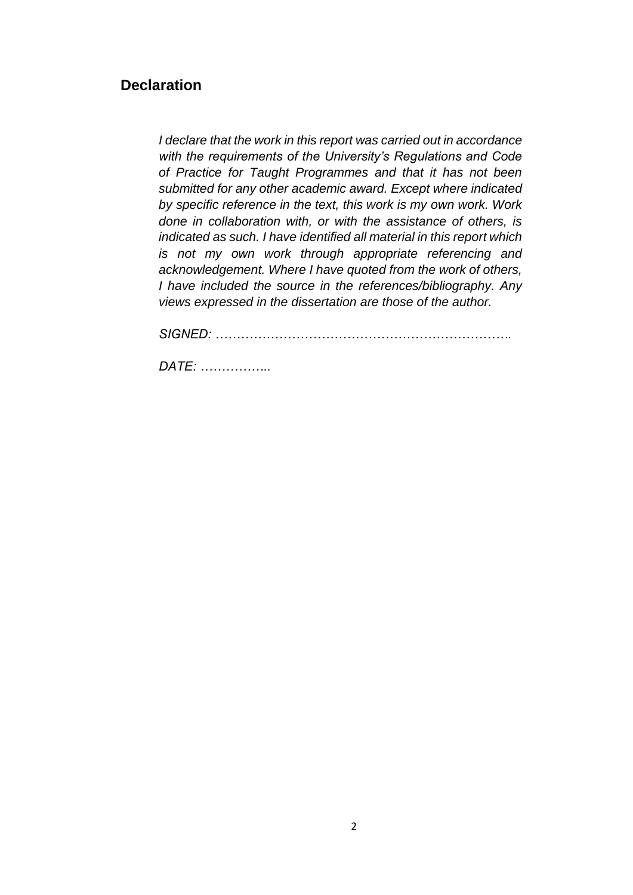## Declaration

*I declare that the work in this report was carried out in accordance with the requirements of the University's Regulations and Code of Practice for Taught Programmes and that it has not been submitted for any other academic award. Except where indicated by specific reference in the text, this work is my own work. Work done in collaboration with, or with the assistance of others, is indicated as such. I have identified all material in this report which is not my own work through appropriate referencing and acknowledgement. Where I have quoted from the work of others, I have included the source in the references/bibliography. Any views expressed in the dissertation are those of the author.*

*SIGNED: …………………………………………………………….*

*DATE: ……………..*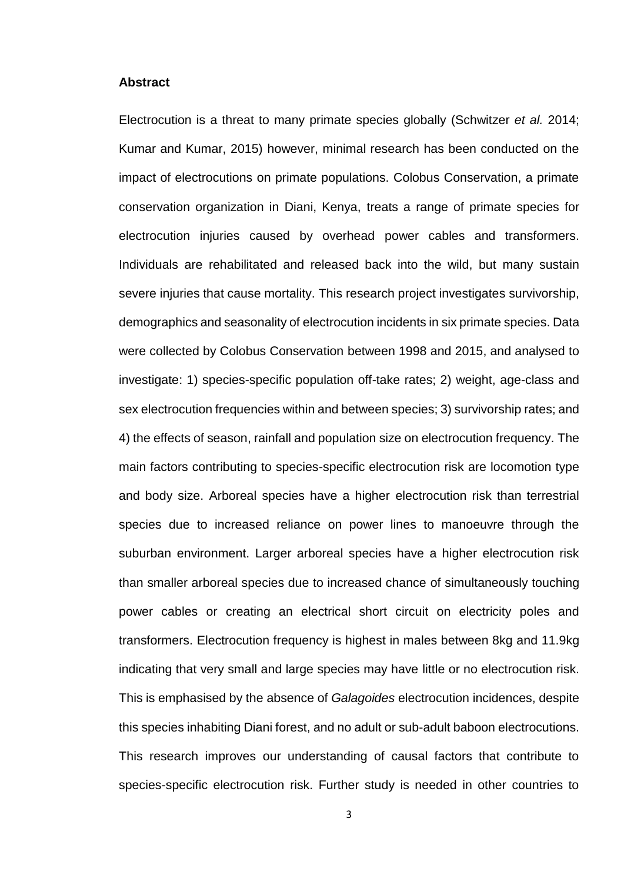**Abstract**

Electrocution is a threat to many primate species globally (Schwitzer *et al.* 2014; Kumar and Kumar, 2015) however, minimal research has been conducted on the impact of electrocutions on primate populations. Colobus Conservation, a primate conservation organization in Diani, Kenya, treats a range of primate species for electrocution injuries caused by overhead power cables and transformers. Individuals are rehabilitated and released back into the wild, but many sustain severe injuries that cause mortality. This research project investigates survivorship, demographics and seasonality of electrocution incidents in six primate species. Data were collected by Colobus Conservation between 1998 and 2015, and analysed to investigate: 1) species-specific population off-take rates; 2) weight, age-class and sex electrocution frequencies within and between species; 3) survivorship rates; and 4) the effects of season, rainfall and population size on electrocution frequency. The main factors contributing to species-specific electrocution risk are locomotion type and body size. Arboreal species have a higher electrocution risk than terrestrial species due to increased reliance on power lines to manoeuvre through the suburban environment. Larger arboreal species have a higher electrocution risk than smaller arboreal species due to increased chance of simultaneously touching power cables or creating an electrical short circuit on electricity poles and transformers. Electrocution frequency is highest in males between 8kg and 11.9kg indicating that very small and large species may have little or no electrocution risk. This is emphasised by the absence of *Galagoides* electrocution incidences, despite this species inhabiting Diani forest, and no adult or sub-adult baboon electrocutions. This research improves our understanding of causal factors that contribute to species-specific electrocution risk. Further study is needed in other countries to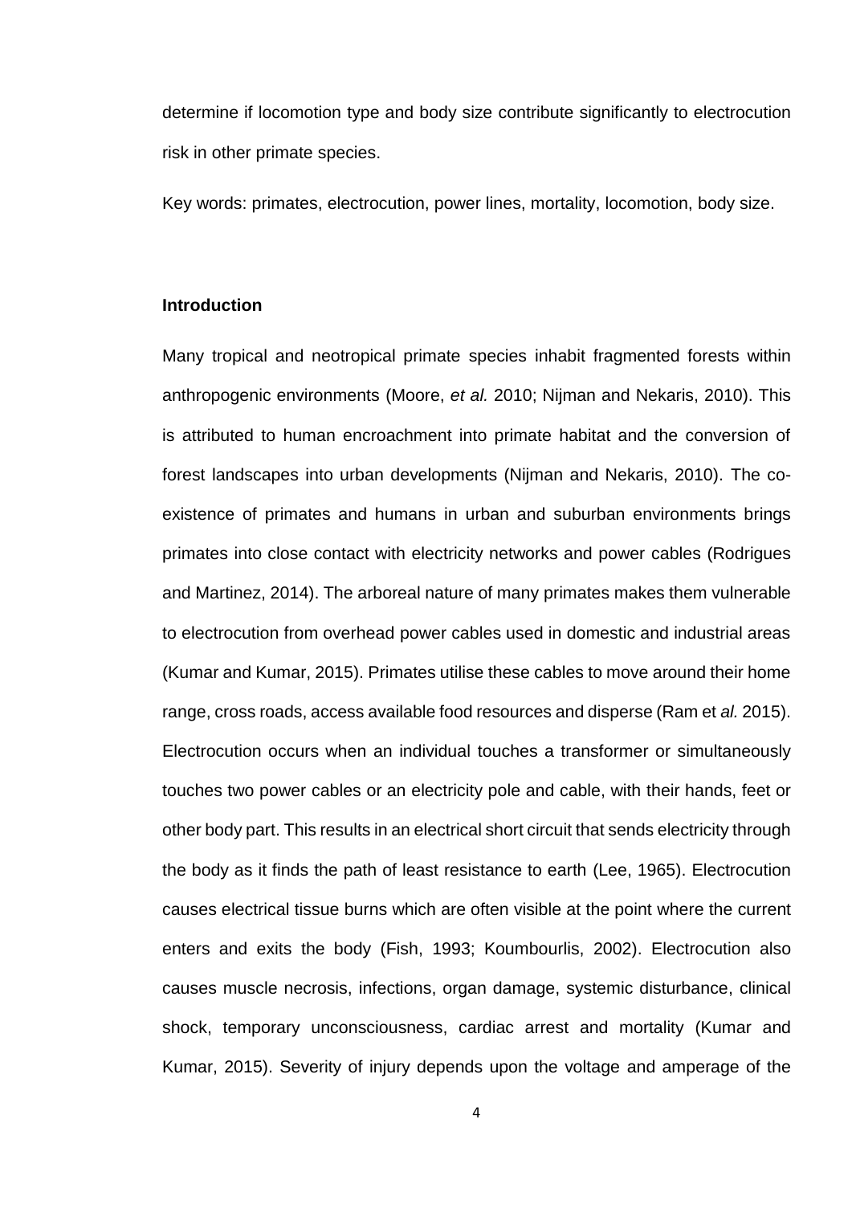determine if locomotion type and body size contribute significantly to electrocution risk in other primate species.

Key words: primates, electrocution, power lines, mortality, locomotion, body size.

## Introduction

Many tropical and neotropical primate species inhabit fragmented forests within anthropogenic environments (Moore, *et al.* 2010; Nijman and Nekaris, 2010). This is attributed to human encroachment into primate habitat and the conversion of forest landscapes into urban developments (Nijman and Nekaris, 2010). The co-existence of primates and humans in urban and suburban environments brings primates into close contact with electricity networks and power cables (Rodrigues and Martinez, 2014). The arboreal nature of many primates makes them vulnerable to electrocution from overhead power cables used in domestic and industrial areas (Kumar and Kumar, 2015). Primates utilise these cables to move around their home range, cross roads, access available food resources and disperse (Ram et *al.* 2015). Electrocution occurs when an individual touches a transformer or simultaneously touches two power cables or an electricity pole and cable, with their hands, feet or other body part. This results in an electrical short circuit that sends electricity through the body as it finds the path of least resistance to earth (Lee, 1965). Electrocution causes electrical tissue burns which are often visible at the point where the current enters and exits the body (Fish, 1993; Koumbourlis, 2002). Electrocution also causes muscle necrosis, infections, organ damage, systemic disturbance, clinical shock, temporary unconsciousness, cardiac arrest and mortality (Kumar and Kumar, 2015). Severity of injury depends upon the voltage and amperage of the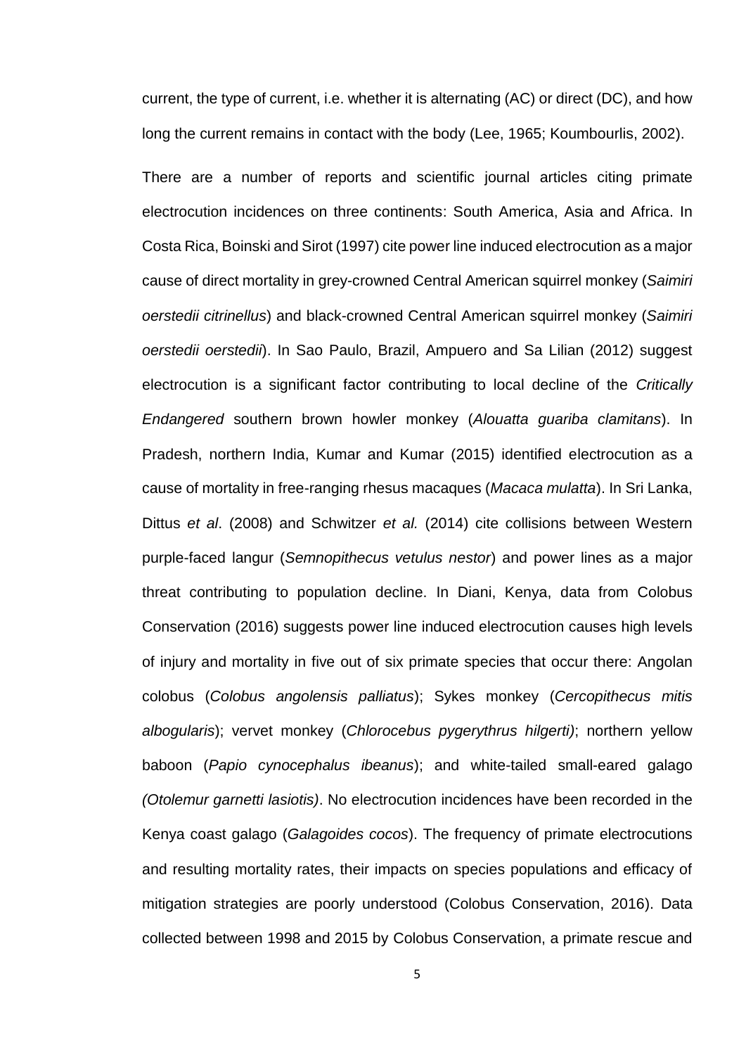current, the type of current, i.e. whether it is alternating (AC) or direct (DC), and how long the current remains in contact with the body (Lee, 1965; Koumbourlis, 2002).

There are a number of reports and scientific journal articles citing primate electrocution incidences on three continents: South America, Asia and Africa. In Costa Rica, Boinski and Sirot (1997) cite power line induced electrocution as a major cause of direct mortality in grey-crowned Central American squirrel monkey (*Saimiri oerstedii citrinellus*) and black-crowned Central American squirrel monkey (*Saimiri oerstedii oerstedii*). In Sao Paulo, Brazil, Ampuero and Sa Lilian (2012) suggest electrocution is a significant factor contributing to local decline of the *Critically Endangered* southern brown howler monkey (*Alouatta guariba clamitans*). In Pradesh, northern India, Kumar and Kumar (2015) identified electrocution as a cause of mortality in free-ranging rhesus macaques (*Macaca mulatta*). In Sri Lanka, Dittus *et al*. (2008) and Schwitzer *et al.* (2014) cite collisions between Western purple-faced langur (*Semnopithecus vetulus nestor*) and power lines as a major threat contributing to population decline. In Diani, Kenya, data from Colobus Conservation (2016) suggests power line induced electrocution causes high levels of injury and mortality in five out of six primate species that occur there: Angolan colobus (*Colobus angolensis palliatus*); Sykes monkey (*Cercopithecus mitis albogularis*); vervet monkey (*Chlorocebus pygerythrus hilgerti)*; northern yellow baboon (*Papio cynocephalus ibeanus*); and white-tailed small-eared galago *(Otolemur garnetti lasiotis)*. No electrocution incidences have been recorded in the Kenya coast galago (*Galagoides cocos*). The frequency of primate electrocutions and resulting mortality rates, their impacts on species populations and efficacy of mitigation strategies are poorly understood (Colobus Conservation, 2016). Data collected between 1998 and 2015 by Colobus Conservation, a primate rescue and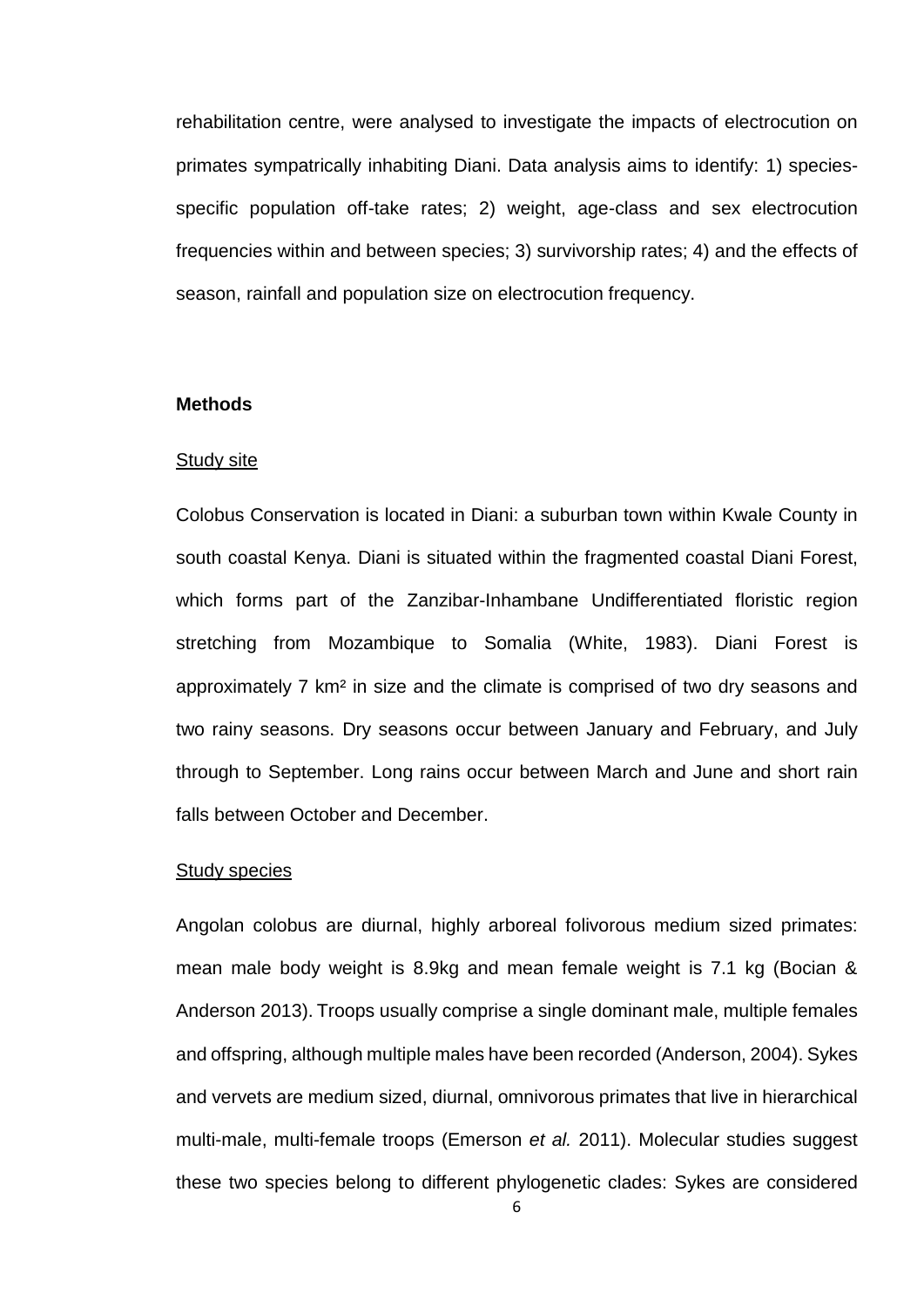rehabilitation centre, were analysed to investigate the impacts of electrocution on primates sympatrically inhabiting Diani. Data analysis aims to identify: 1) species-specific population off-take rates; 2) weight, age-class and sex electrocution frequencies within and between species; 3) survivorship rates; 4) and the effects of season, rainfall and population size on electrocution frequency.

## Methods

### Study site

Colobus Conservation is located in Diani: a suburban town within Kwale County in south coastal Kenya. Diani is situated within the fragmented coastal Diani Forest, which forms part of the Zanzibar-Inhambane Undifferentiated floristic region stretching from Mozambique to Somalia (White, 1983). Diani Forest is approximately 7 km² in size and the climate is comprised of two dry seasons and two rainy seasons. Dry seasons occur between January and February, and July through to September. Long rains occur between March and June and short rain falls between October and December.

### Study species

Angolan colobus are diurnal, highly arboreal folivorous medium sized primates: mean male body weight is 8.9kg and mean female weight is 7.1 kg (Bocian & Anderson 2013). Troops usually comprise a single dominant male, multiple females and offspring, although multiple males have been recorded (Anderson, 2004). Sykes and vervets are medium sized, diurnal, omnivorous primates that live in hierarchical multi-male, multi-female troops (Emerson *et al.* 2011). Molecular studies suggest these two species belong to different phylogenetic clades: Sykes are considered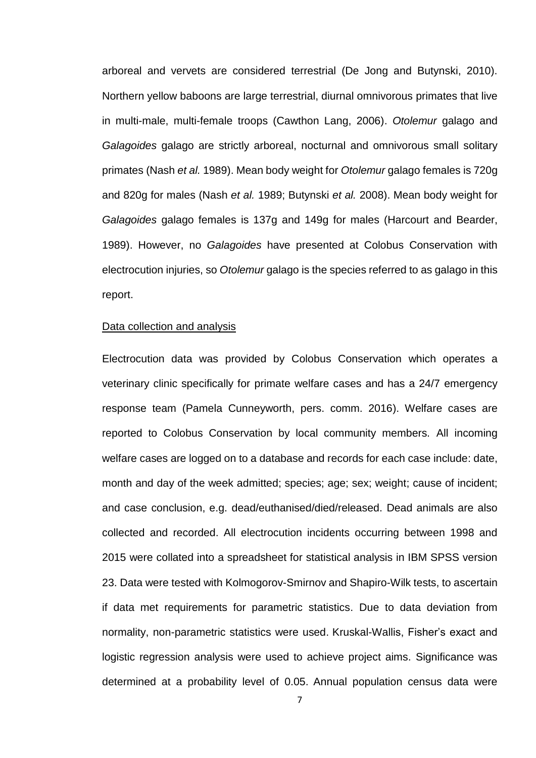arboreal and vervets are considered terrestrial (De Jong and Butynski, 2010). Northern yellow baboons are large terrestrial, diurnal omnivorous primates that live in multi-male, multi-female troops (Cawthon Lang, 2006). *Otolemur* galago and *Galagoides* galago are strictly arboreal, nocturnal and omnivorous small solitary primates (Nash *et al.* 1989). Mean body weight for *Otolemur* galago females is 720g and 820g for males (Nash *et al.* 1989; Butynski *et al.* 2008). Mean body weight for *Galagoides* galago females is 137g and 149g for males (Harcourt and Bearder, 1989). However, no *Galagoides* have presented at Colobus Conservation with electrocution injuries, so *Otolemur* galago is the species referred to as galago in this report.

<u>Data collection and analysis</u>

Electrocution data was provided by Colobus Conservation which operates a veterinary clinic specifically for primate welfare cases and has a 24/7 emergency response team (Pamela Cunneyworth, pers. comm. 2016). Welfare cases are reported to Colobus Conservation by local community members. All incoming welfare cases are logged on to a database and records for each case include: date, month and day of the week admitted; species; age; sex; weight; cause of incident; and case conclusion, e.g. dead/euthanised/died/released. Dead animals are also collected and recorded. All electrocution incidents occurring between 1998 and 2015 were collated into a spreadsheet for statistical analysis in IBM SPSS version 23. Data were tested with Kolmogorov-Smirnov and Shapiro-Wilk tests, to ascertain if data met requirements for parametric statistics. Due to data deviation from normality, non-parametric statistics were used. Kruskal-Wallis, Fisher's exact and logistic regression analysis were used to achieve project aims. Significance was determined at a probability level of 0.05. Annual population census data were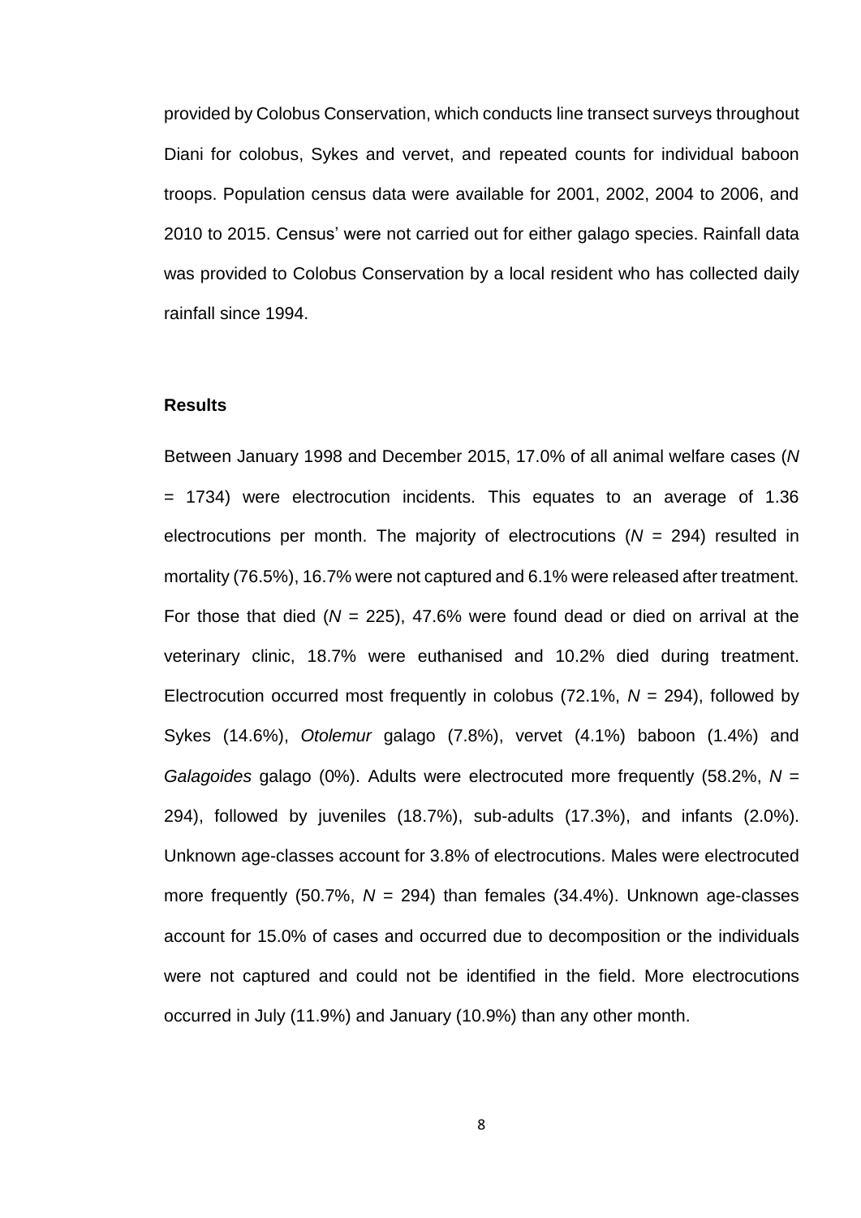provided by Colobus Conservation, which conducts line transect surveys throughout Diani for colobus, Sykes and vervet, and repeated counts for individual baboon troops. Population census data were available for 2001, 2002, 2004 to 2006, and 2010 to 2015. Census' were not carried out for either galago species. Rainfall data was provided to Colobus Conservation by a local resident who has collected daily rainfall since 1994.

## Results

Between January 1998 and December 2015, 17.0% of all animal welfare cases ($N$ = 1734) were electrocution incidents. This equates to an average of 1.36 electrocutions per month. The majority of electrocutions ($N$ = 294) resulted in mortality (76.5%), 16.7% were not captured and 6.1% were released after treatment. For those that died ($N$ = 225), 47.6% were found dead or died on arrival at the veterinary clinic, 18.7% were euthanised and 10.2% died during treatment. Electrocution occurred most frequently in colobus (72.1%, $N$ = 294), followed by Sykes (14.6%), *Otolemur* galago (7.8%), vervet (4.1%) baboon (1.4%) and *Galagoides* galago (0%). Adults were electrocuted more frequently (58.2%, $N$ = 294), followed by juveniles (18.7%), sub-adults (17.3%), and infants (2.0%). Unknown age-classes account for 3.8% of electrocutions. Males were electrocuted more frequently (50.7%, $N$ = 294) than females (34.4%). Unknown age-classes account for 15.0% of cases and occurred due to decomposition or the individuals were not captured and could not be identified in the field. More electrocutions occurred in July (11.9%) and January (10.9%) than any other month.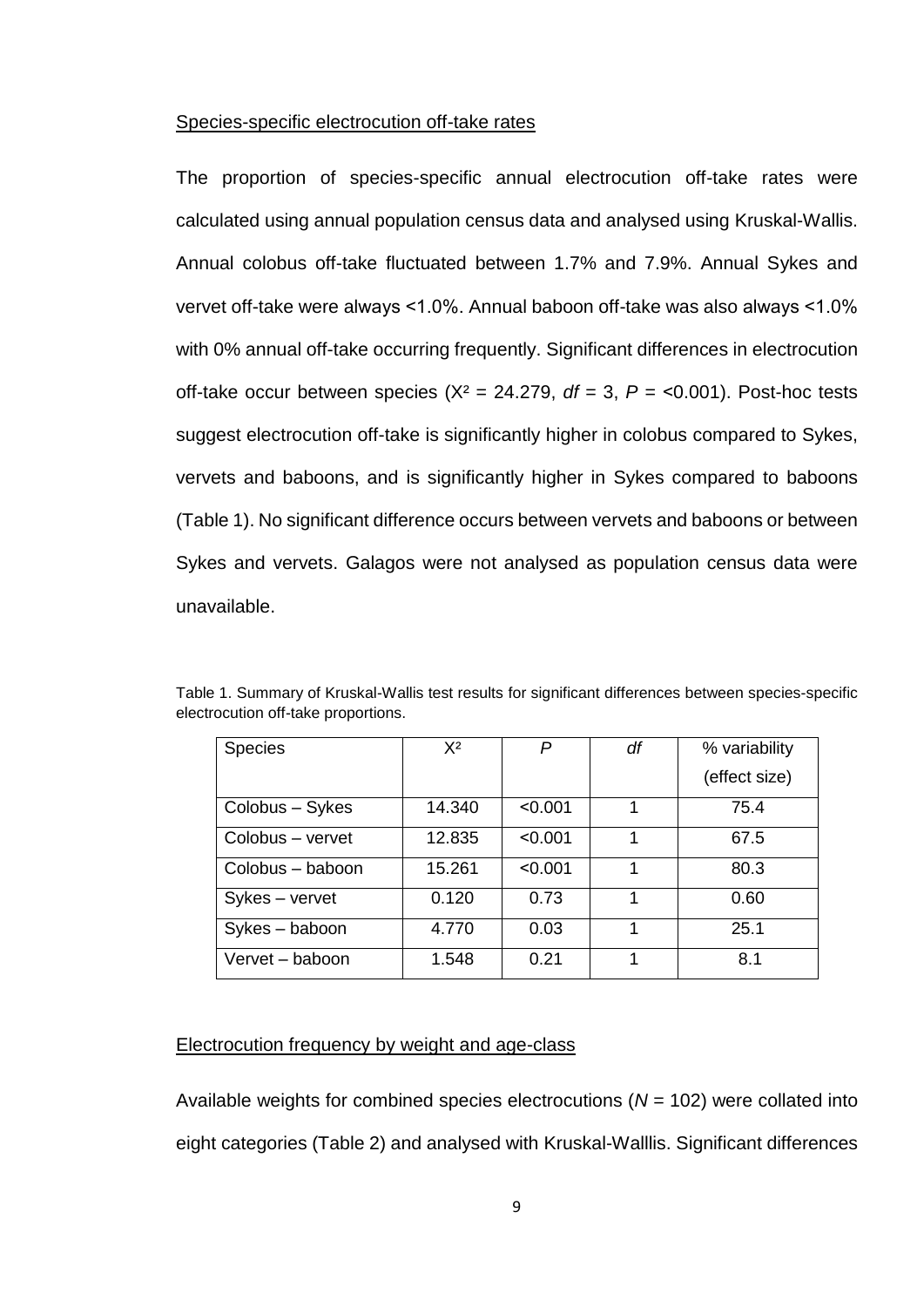## Species-specific electrocution off-take rates

The proportion of species-specific annual electrocution off-take rates were calculated using annual population census data and analysed using Kruskal-Wallis. Annual colobus off-take fluctuated between 1.7% and 7.9%. Annual Sykes and vervet off-take were always <1.0%. Annual baboon off-take was also always <1.0% with 0% annual off-take occurring frequently. Significant differences in electrocution off-take occur between species ($X^2 = 24.279$, $df = 3$, $P = <0.001$). Post-hoc tests suggest electrocution off-take is significantly higher in colobus compared to Sykes, vervets and baboons, and is significantly higher in Sykes compared to baboons (Table 1). No significant difference occurs between vervets and baboons or between Sykes and vervets. Galagos were not analysed as population census data were unavailable.

Table 1. Summary of Kruskal-Wallis test results for significant differences between species-specific electrocution off-take proportions.

| Species | $X^2$ | *P* | *df* | % variability (effect size) |
|---|---|---|---|---|
| Colobus – Sykes | 14.340 | <0.001 | 1 | 75.4 |
| Colobus – vervet | 12.835 | <0.001 | 1 | 67.5 |
| Colobus – baboon | 15.261 | <0.001 | 1 | 80.3 |
| Sykes – vervet | 0.120 | 0.73 | 1 | 0.60 |
| Sykes – baboon | 4.770 | 0.03 | 1 | 25.1 |
| Vervet – baboon | 1.548 | 0.21 | 1 | 8.1 |

## Electrocution frequency by weight and age-class

Available weights for combined species electrocutions ($N = 102$) were collated into eight categories (Table 2) and analysed with Kruskal-Walllis. Significant differences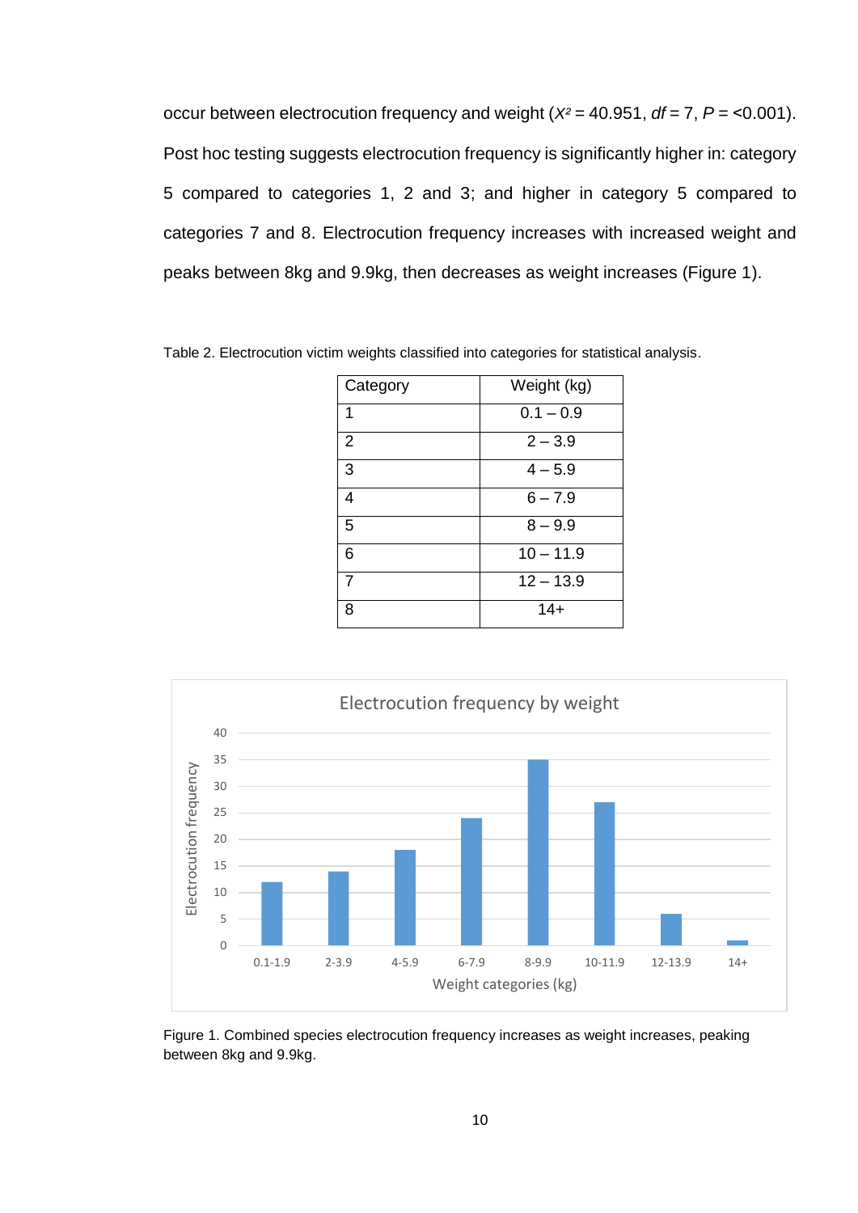occur between electrocution frequency and weight ($X^2$ = 40.951, *df* = 7, *P* = <0.001). Post hoc testing suggests electrocution frequency is significantly higher in: category 5 compared to categories 1, 2 and 3; and higher in category 5 compared to categories 7 and 8. Electrocution frequency increases with increased weight and peaks between 8kg and 9.9kg, then decreases as weight increases (Figure 1).

Table 2. Electrocution victim weights classified into categories for statistical analysis.

| Category | Weight (kg) |
|---|---|
| 1 | 0.1 – 0.9 |
| 2 | 2 – 3.9 |
| 3 | 4 – 5.9 |
| 4 | 6 – 7.9 |
| 5 | 8 – 9.9 |
| 6 | 10 – 11.9 |
| 7 | 12 – 13.9 |
| 8 | 14+ |

Figure 1. Combined species electrocution frequency increases as weight increases, peaking between 8kg and 9.9kg.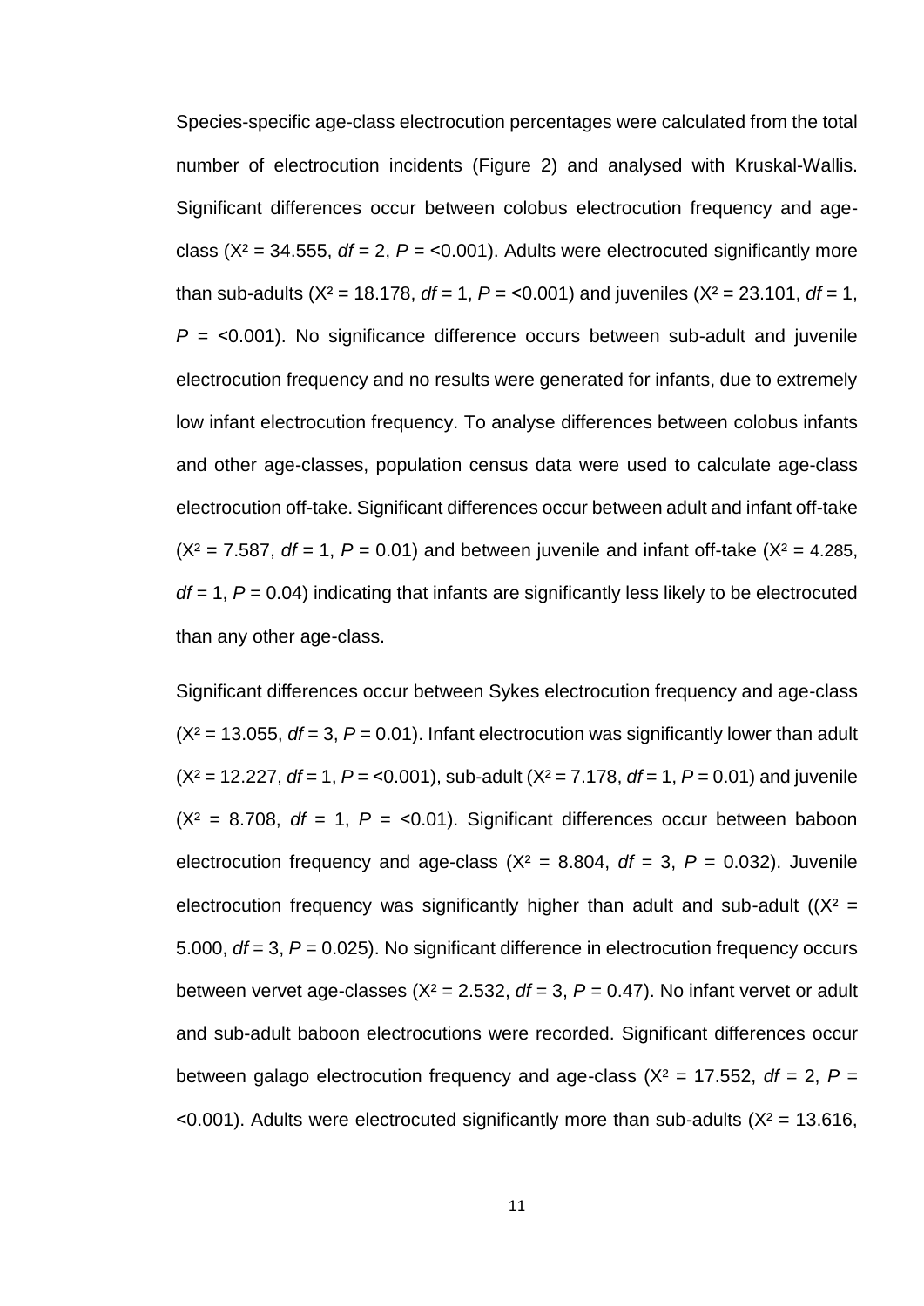Species-specific age-class electrocution percentages were calculated from the total number of electrocution incidents (Figure 2) and analysed with Kruskal-Wallis. Significant differences occur between colobus electrocution frequency and age-class ($X^2 = 34.555$, $df = 2$, $P = <0.001$). Adults were electrocuted significantly more than sub-adults ($X^2 = 18.178$, $df = 1$, $P = <0.001$) and juveniles ($X^2 = 23.101$, $df = 1$, $P = <0.001$). No significance difference occurs between sub-adult and juvenile electrocution frequency and no results were generated for infants, due to extremely low infant electrocution frequency. To analyse differences between colobus infants and other age-classes, population census data were used to calculate age-class electrocution off-take. Significant differences occur between adult and infant off-take ($X^2 = 7.587$, $df = 1$, $P = 0.01$) and between juvenile and infant off-take ($X^2 = 4.285$, $df = 1$, $P = 0.04$) indicating that infants are significantly less likely to be electrocuted than any other age-class.

Significant differences occur between Sykes electrocution frequency and age-class ($X^2 = 13.055$, $df = 3$, $P = 0.01$). Infant electrocution was significantly lower than adult ($X^2 = 12.227$, $df = 1$, $P = <0.001$), sub-adult ($X^2 = 7.178$, $df = 1$, $P = 0.01$) and juvenile ($X^2 = 8.708$, $df = 1$, $P = <0.01$). Significant differences occur between baboon electrocution frequency and age-class ($X^2 = 8.804$, $df = 3$, $P = 0.032$). Juvenile electrocution frequency was significantly higher than adult and sub-adult (($X^2 = 5.000$, $df = 3$, $P = 0.025$). No significant difference in electrocution frequency occurs between vervet age-classes ($X^2 = 2.532$, $df = 3$, $P = 0.47$). No infant vervet or adult and sub-adult baboon electrocutions were recorded. Significant differences occur between galago electrocution frequency and age-class ($X^2 = 17.552$, $df = 2$, $P = <0.001$). Adults were electrocuted significantly more than sub-adults ($X^2 = 13.616$,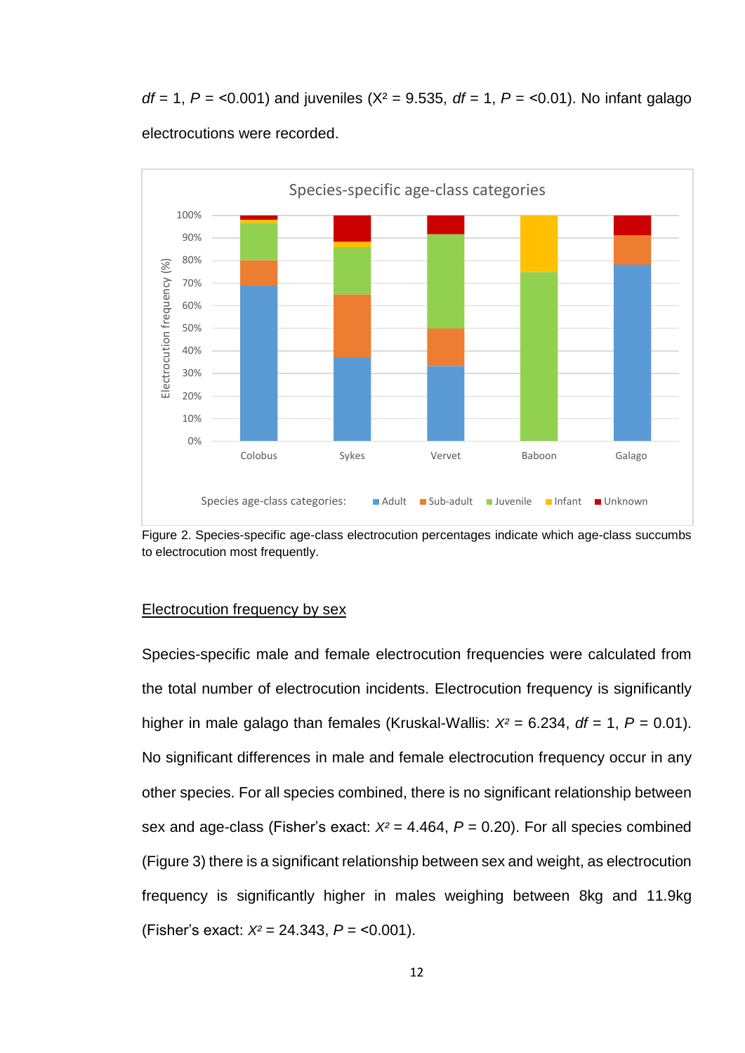df = 1, P = <0.001) and juveniles ($X^2$ = 9.535, df = 1, P = <0.01). No infant galago electrocutions were recorded.

Figure 2. Species-specific age-class electrocution percentages indicate which age-class succumbs to electrocution most frequently.

## Electrocution frequency by sex

Species-specific male and female electrocution frequencies were calculated from the total number of electrocution incidents. Electrocution frequency is significantly higher in male galago than females (Kruskal-Wallis: $X^2$ = 6.234, df = 1, P = 0.01). No significant differences in male and female electrocution frequency occur in any other species. For all species combined, there is no significant relationship between sex and age-class (Fisher's exact: $X^2$ = 4.464, P = 0.20). For all species combined (Figure 3) there is a significant relationship between sex and weight, as electrocution frequency is significantly higher in males weighing between 8kg and 11.9kg (Fisher's exact: $X^2$ = 24.343, P = <0.001).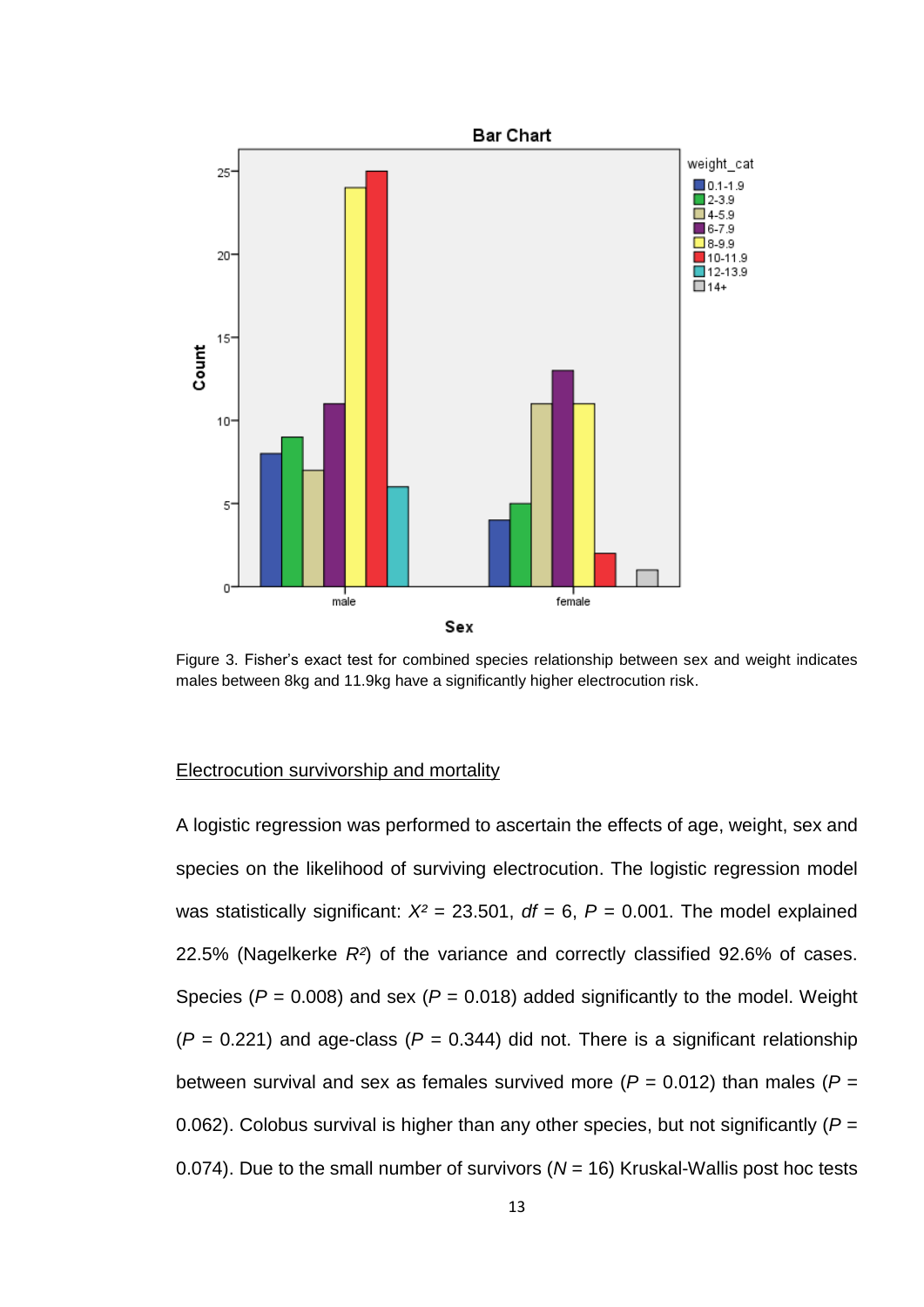Figure 3. Fisher's exact test for combined species relationship between sex and weight indicates males between 8kg and 11.9kg have a significantly higher electrocution risk.

Electrocution survivorship and mortality

A logistic regression was performed to ascertain the effects of age, weight, sex and species on the likelihood of surviving electrocution. The logistic regression model was statistically significant: $X^2$ = 23.501, *df* = 6, *P* = 0.001. The model explained 22.5% (Nagelkerke $R^2$) of the variance and correctly classified 92.6% of cases. Species (*P* = 0.008) and sex (*P* = 0.018) added significantly to the model. Weight (*P* = 0.221) and age-class (*P* = 0.344) did not. There is a significant relationship between survival and sex as females survived more (*P* = 0.012) than males (*P* = 0.062). Colobus survival is higher than any other species, but not significantly (*P* = 0.074). Due to the small number of survivors (*N* = 16) Kruskal-Wallis post hoc tests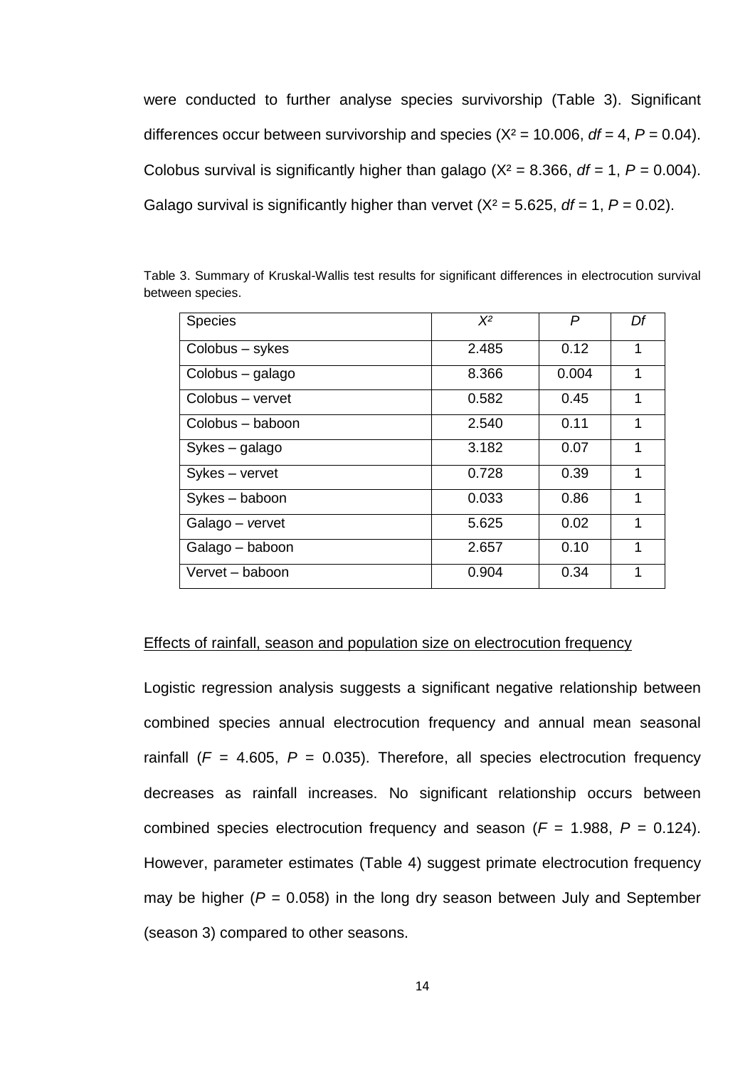were conducted to further analyse species survivorship (Table 3). Significant differences occur between survivorship and species ($X^2 = 10.006$, $df = 4$, $P = 0.04$). Colobus survival is significantly higher than galago ($X^2 = 8.366$, $df = 1$, $P = 0.004$). Galago survival is significantly higher than vervet ($X^2 = 5.625$, $df = 1$, $P = 0.02$).

Table 3. Summary of Kruskal-Wallis test results for significant differences in electrocution survival between species.

| Species | $X^2$ | $P$ | $Df$ |
|---|---|---|---|
| Colobus – sykes | 2.485 | 0.12 | 1 |
| Colobus – galago | 8.366 | 0.004 | 1 |
| Colobus – vervet | 0.582 | 0.45 | 1 |
| Colobus – baboon | 2.540 | 0.11 | 1 |
| Sykes – galago | 3.182 | 0.07 | 1 |
| Sykes – vervet | 0.728 | 0.39 | 1 |
| Sykes – baboon | 0.033 | 0.86 | 1 |
| Galago – vervet | 5.625 | 0.02 | 1 |
| Galago – baboon | 2.657 | 0.10 | 1 |
| Vervet – baboon | 0.904 | 0.34 | 1 |

Effects of rainfall, season and population size on electrocution frequency

Logistic regression analysis suggests a significant negative relationship between combined species annual electrocution frequency and annual mean seasonal rainfall ($F = 4.605$, $P = 0.035$). Therefore, all species electrocution frequency decreases as rainfall increases. No significant relationship occurs between combined species electrocution frequency and season ($F = 1.988$, $P = 0.124$). However, parameter estimates (Table 4) suggest primate electrocution frequency may be higher ($P = 0.058$) in the long dry season between July and September (season 3) compared to other seasons.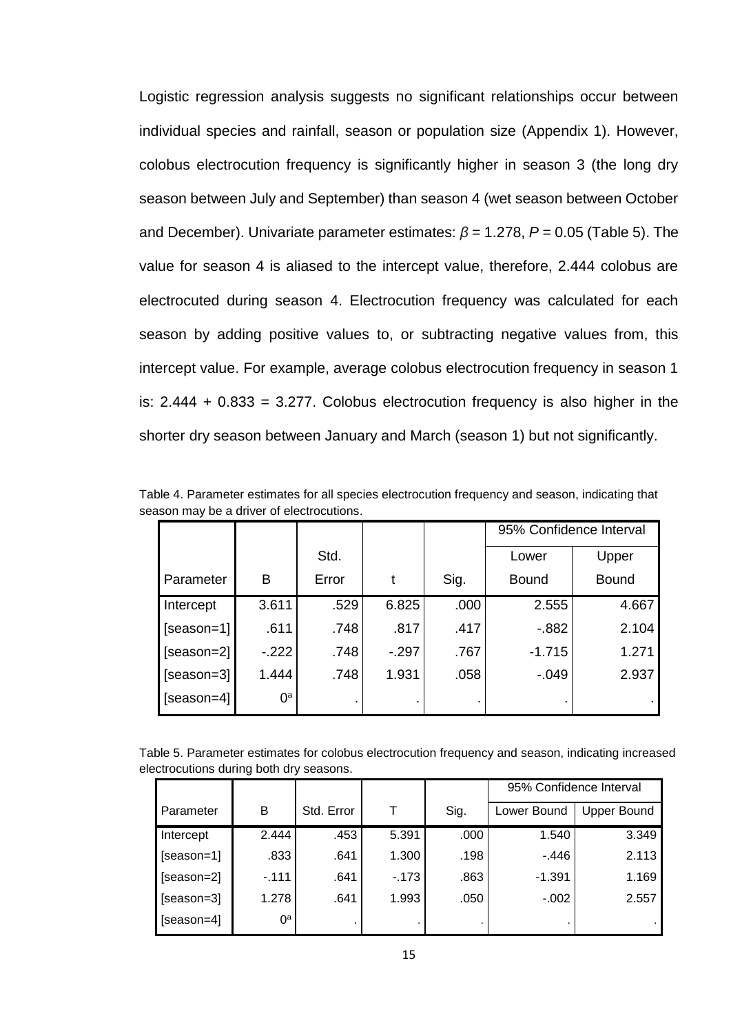Logistic regression analysis suggests no significant relationships occur between individual species and rainfall, season or population size (Appendix 1). However, colobus electrocution frequency is significantly higher in season 3 (the long dry season between July and September) than season 4 (wet season between October and December). Univariate parameter estimates: $\beta = 1.278$, $P = 0.05$ (Table 5). The value for season 4 is aliased to the intercept value, therefore, 2.444 colobus are electrocuted during season 4. Electrocution frequency was calculated for each season by adding positive values to, or subtracting negative values from, this intercept value. For example, average colobus electrocution frequency in season 1 is: $2.444 + 0.833 = 3.277$. Colobus electrocution frequency is also higher in the shorter dry season between January and March (season 1) but not significantly.

Table 4. Parameter estimates for all species electrocution frequency and season, indicating that season may be a driver of electrocutions.

| Parameter | B | Std. Error | t | Sig. | 95% Confidence Interval Lower Bound | 95% Confidence Interval Upper Bound |
|---|---|---|---|---|---|---|
| Intercept | 3.611 | .529 | 6.825 | .000 | 2.555 | 4.667 |
| [season=1] | .611 | .748 | .817 | .417 | -.882 | 2.104 |
| [season=2] | -.222 | .748 | -.297 | .767 | -1.715 | 1.271 |
| [season=3] | 1.444 | .748 | 1.931 | .058 | -.049 | 2.937 |
| [season=4] | 0[a] | . | . | . | . | . |

Table 5. Parameter estimates for colobus electrocution frequency and season, indicating increased electrocutions during both dry seasons.

| Parameter | B | Std. Error | T | Sig. | 95% Confidence Interval Lower Bound | 95% Confidence Interval Upper Bound |
|---|---|---|---|---|---|---|
| Intercept | 2.444 | .453 | 5.391 | .000 | 1.540 | 3.349 |
| [season=1] | .833 | .641 | 1.300 | .198 | -.446 | 2.113 |
| [season=2] | -.111 | .641 | -.173 | .863 | -1.391 | 1.169 |
| [season=3] | 1.278 | .641 | 1.993 | .050 | -.002 | 2.557 |
| [season=4] | 0[a] | . | . | . | . | . |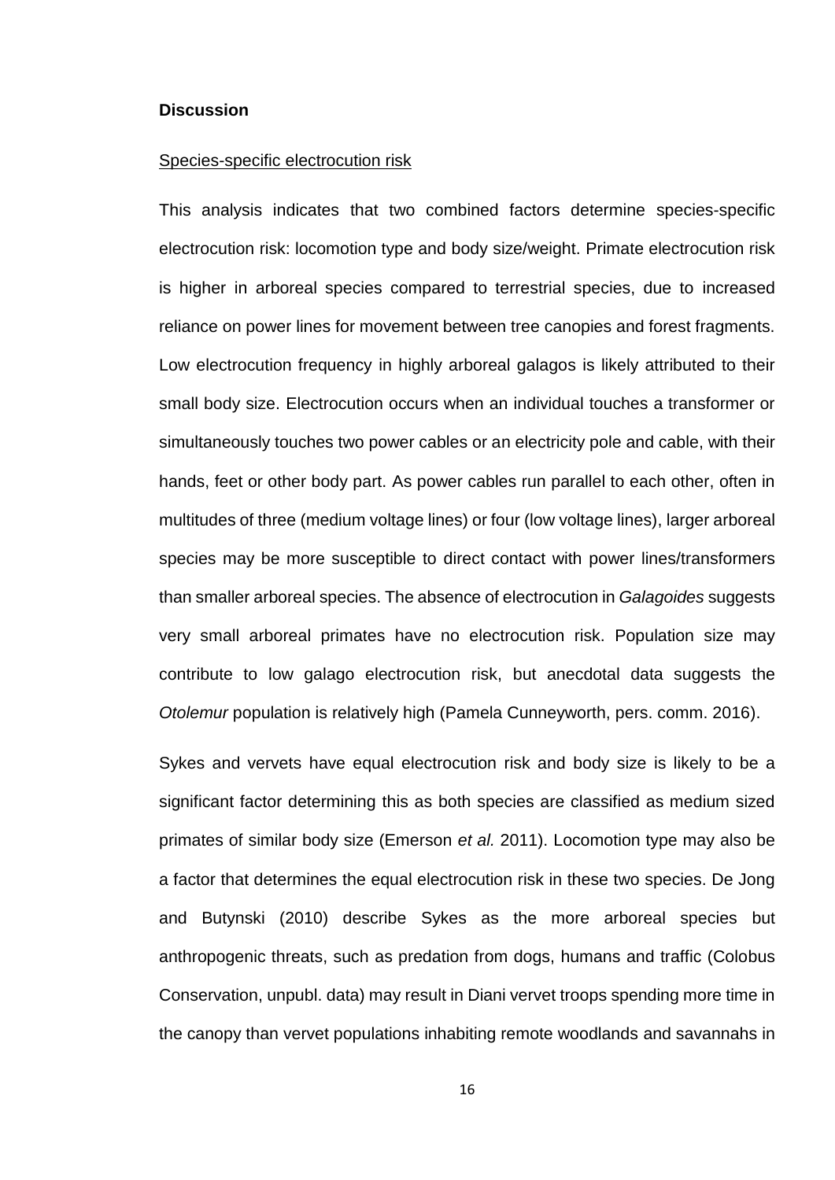## Discussion

### Species-specific electrocution risk

This analysis indicates that two combined factors determine species-specific electrocution risk: locomotion type and body size/weight. Primate electrocution risk is higher in arboreal species compared to terrestrial species, due to increased reliance on power lines for movement between tree canopies and forest fragments. Low electrocution frequency in highly arboreal galagos is likely attributed to their small body size. Electrocution occurs when an individual touches a transformer or simultaneously touches two power cables or an electricity pole and cable, with their hands, feet or other body part. As power cables run parallel to each other, often in multitudes of three (medium voltage lines) or four (low voltage lines), larger arboreal species may be more susceptible to direct contact with power lines/transformers than smaller arboreal species. The absence of electrocution in *Galagoides* suggests very small arboreal primates have no electrocution risk. Population size may contribute to low galago electrocution risk, but anecdotal data suggests the *Otolemur* population is relatively high (Pamela Cunneyworth, pers. comm. 2016).

Sykes and vervets have equal electrocution risk and body size is likely to be a significant factor determining this as both species are classified as medium sized primates of similar body size (Emerson *et al.* 2011). Locomotion type may also be a factor that determines the equal electrocution risk in these two species. De Jong and Butynski (2010) describe Sykes as the more arboreal species but anthropogenic threats, such as predation from dogs, humans and traffic (Colobus Conservation, unpubl. data) may result in Diani vervet troops spending more time in the canopy than vervet populations inhabiting remote woodlands and savannahs in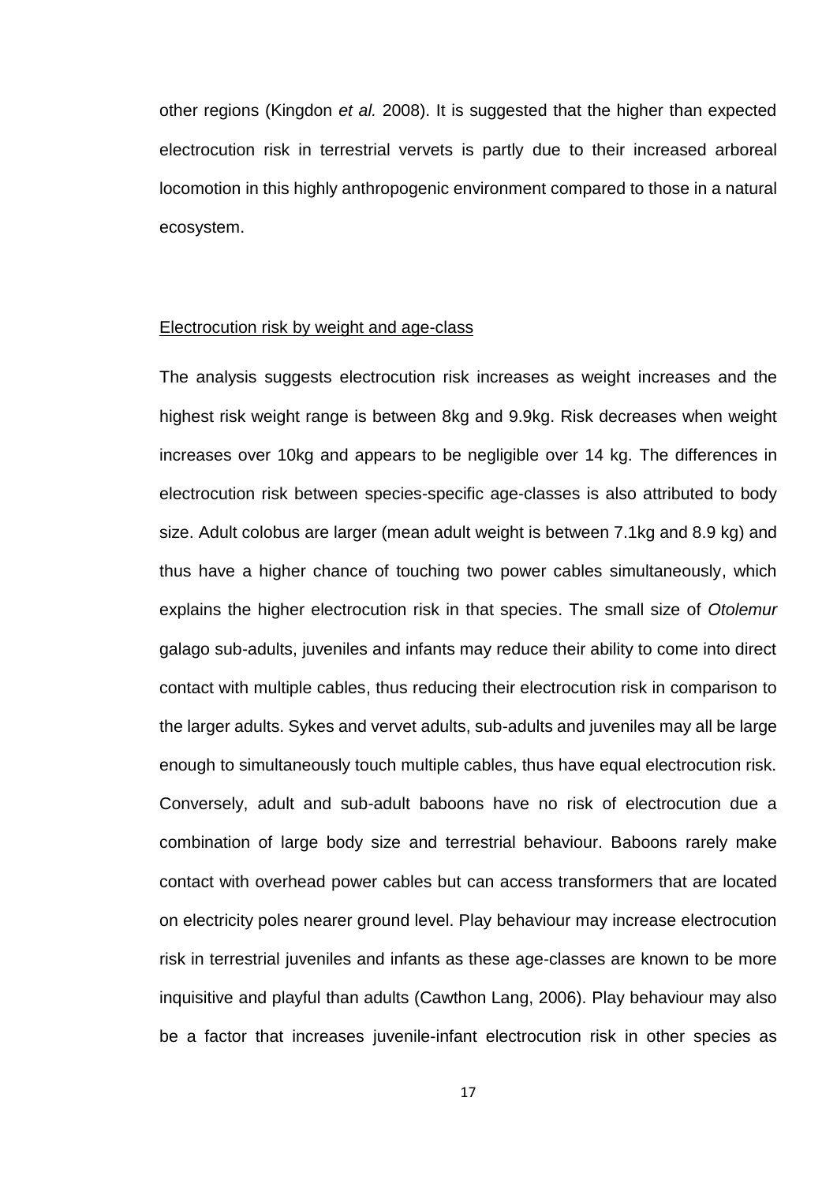other regions (Kingdon *et al.* 2008). It is suggested that the higher than expected electrocution risk in terrestrial vervets is partly due to their increased arboreal locomotion in this highly anthropogenic environment compared to those in a natural ecosystem.

<u>Electrocution risk by weight and age-class</u>

The analysis suggests electrocution risk increases as weight increases and the highest risk weight range is between 8kg and 9.9kg. Risk decreases when weight increases over 10kg and appears to be negligible over 14 kg. The differences in electrocution risk between species-specific age-classes is also attributed to body size. Adult colobus are larger (mean adult weight is between 7.1kg and 8.9 kg) and thus have a higher chance of touching two power cables simultaneously, which explains the higher electrocution risk in that species. The small size of *Otolemur* galago sub-adults, juveniles and infants may reduce their ability to come into direct contact with multiple cables, thus reducing their electrocution risk in comparison to the larger adults. Sykes and vervet adults, sub-adults and juveniles may all be large enough to simultaneously touch multiple cables, thus have equal electrocution risk. Conversely, adult and sub-adult baboons have no risk of electrocution due a combination of large body size and terrestrial behaviour. Baboons rarely make contact with overhead power cables but can access transformers that are located on electricity poles nearer ground level. Play behaviour may increase electrocution risk in terrestrial juveniles and infants as these age-classes are known to be more inquisitive and playful than adults (Cawthon Lang, 2006). Play behaviour may also be a factor that increases juvenile-infant electrocution risk in other species as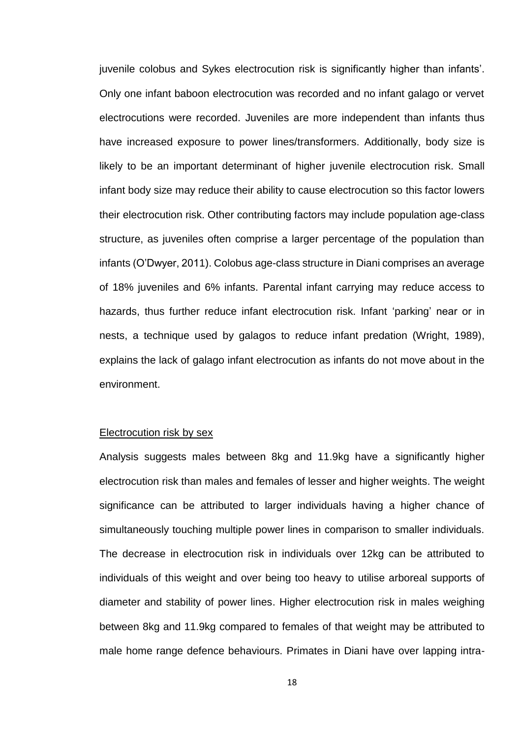juvenile colobus and Sykes electrocution risk is significantly higher than infants'. Only one infant baboon electrocution was recorded and no infant galago or vervet electrocutions were recorded. Juveniles are more independent than infants thus have increased exposure to power lines/transformers. Additionally, body size is likely to be an important determinant of higher juvenile electrocution risk. Small infant body size may reduce their ability to cause electrocution so this factor lowers their electrocution risk. Other contributing factors may include population age-class structure, as juveniles often comprise a larger percentage of the population than infants (O'Dwyer, 2011). Colobus age-class structure in Diani comprises an average of 18% juveniles and 6% infants. Parental infant carrying may reduce access to hazards, thus further reduce infant electrocution risk. Infant 'parking' near or in nests, a technique used by galagos to reduce infant predation (Wright, 1989), explains the lack of galago infant electrocution as infants do not move about in the environment.

<u>Electrocution risk by sex</u>

Analysis suggests males between 8kg and 11.9kg have a significantly higher electrocution risk than males and females of lesser and higher weights. The weight significance can be attributed to larger individuals having a higher chance of simultaneously touching multiple power lines in comparison to smaller individuals. The decrease in electrocution risk in individuals over 12kg can be attributed to individuals of this weight and over being too heavy to utilise arboreal supports of diameter and stability of power lines. Higher electrocution risk in males weighing between 8kg and 11.9kg compared to females of that weight may be attributed to male home range defence behaviours. Primates in Diani have over lapping intra-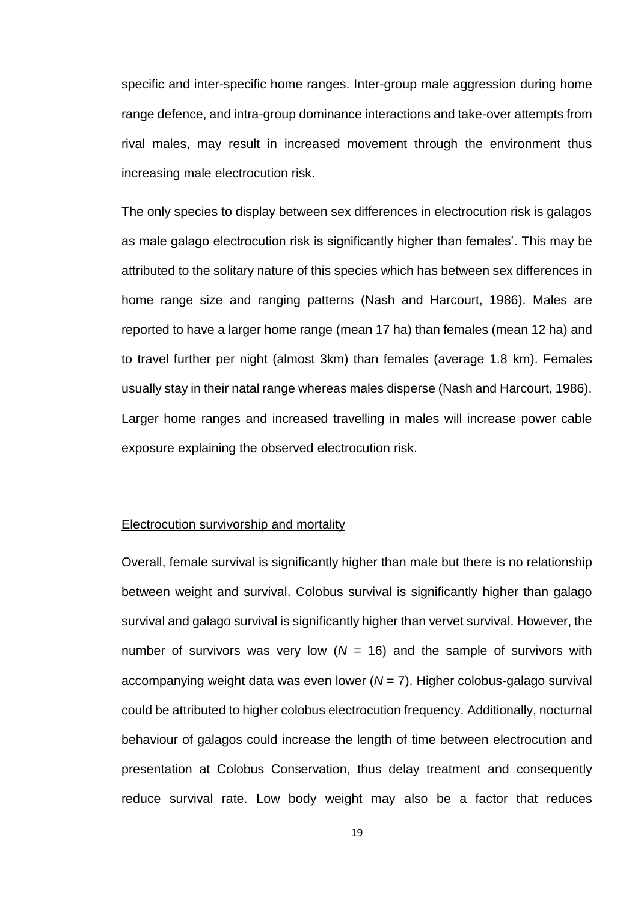specific and inter-specific home ranges. Inter-group male aggression during home range defence, and intra-group dominance interactions and take-over attempts from rival males, may result in increased movement through the environment thus increasing male electrocution risk.

The only species to display between sex differences in electrocution risk is galagos as male galago electrocution risk is significantly higher than females'. This may be attributed to the solitary nature of this species which has between sex differences in home range size and ranging patterns (Nash and Harcourt, 1986). Males are reported to have a larger home range (mean 17 ha) than females (mean 12 ha) and to travel further per night (almost 3km) than females (average 1.8 km). Females usually stay in their natal range whereas males disperse (Nash and Harcourt, 1986). Larger home ranges and increased travelling in males will increase power cable exposure explaining the observed electrocution risk.

### Electrocution survivorship and mortality

Overall, female survival is significantly higher than male but there is no relationship between weight and survival. Colobus survival is significantly higher than galago survival and galago survival is significantly higher than vervet survival. However, the number of survivors was very low ($N$ = 16) and the sample of survivors with accompanying weight data was even lower ($N$ = 7). Higher colobus-galago survival could be attributed to higher colobus electrocution frequency. Additionally, nocturnal behaviour of galagos could increase the length of time between electrocution and presentation at Colobus Conservation, thus delay treatment and consequently reduce survival rate. Low body weight may also be a factor that reduces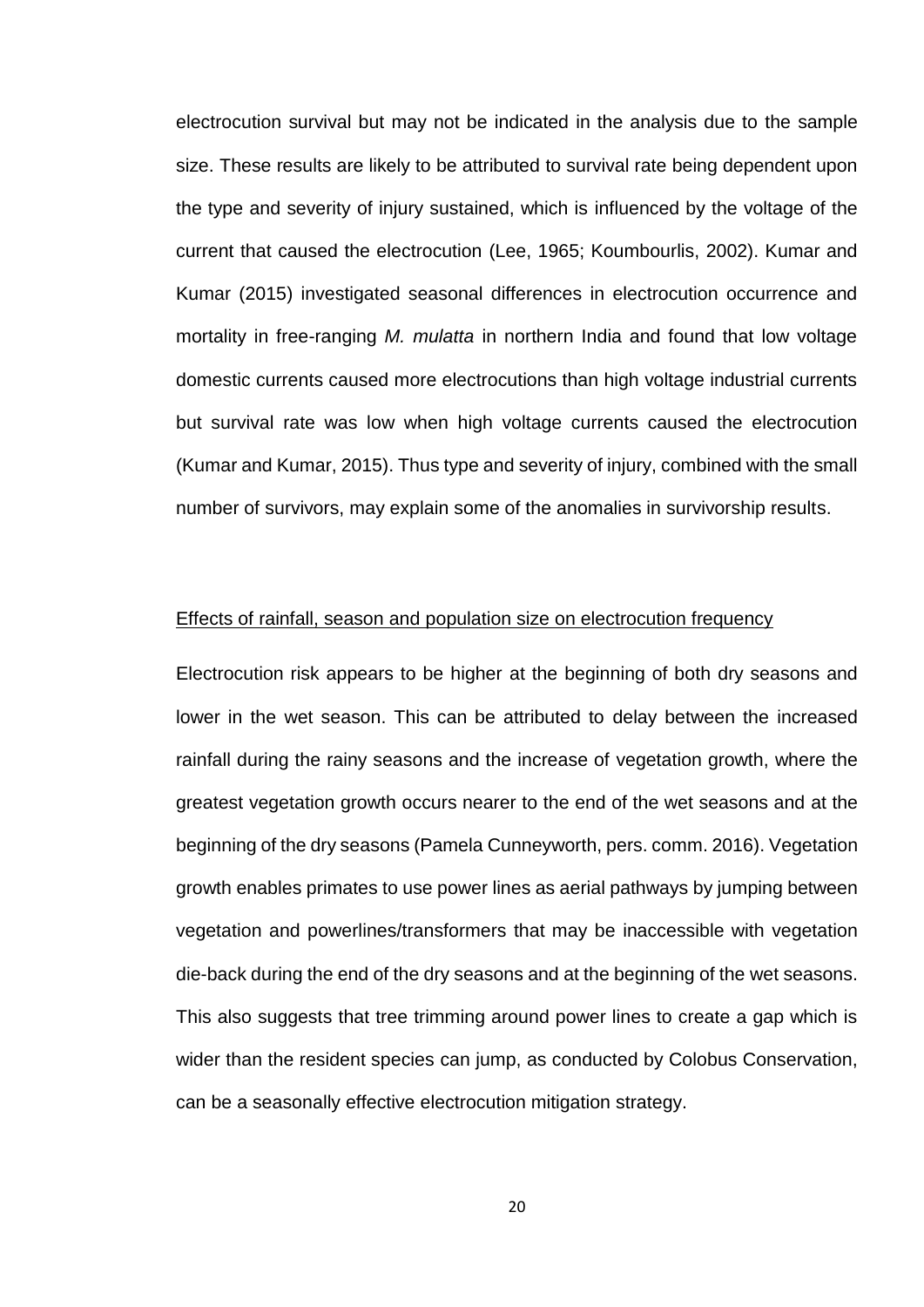electrocution survival but may not be indicated in the analysis due to the sample size. These results are likely to be attributed to survival rate being dependent upon the type and severity of injury sustained, which is influenced by the voltage of the current that caused the electrocution (Lee, 1965; Koumbourlis, 2002). Kumar and Kumar (2015) investigated seasonal differences in electrocution occurrence and mortality in free-ranging *M. mulatta* in northern India and found that low voltage domestic currents caused more electrocutions than high voltage industrial currents but survival rate was low when high voltage currents caused the electrocution (Kumar and Kumar, 2015). Thus type and severity of injury, combined with the small number of survivors, may explain some of the anomalies in survivorship results.

<u>Effects of rainfall, season and population size on electrocution frequency</u>

Electrocution risk appears to be higher at the beginning of both dry seasons and lower in the wet season. This can be attributed to delay between the increased rainfall during the rainy seasons and the increase of vegetation growth, where the greatest vegetation growth occurs nearer to the end of the wet seasons and at the beginning of the dry seasons (Pamela Cunneyworth, pers. comm. 2016). Vegetation growth enables primates to use power lines as aerial pathways by jumping between vegetation and powerlines/transformers that may be inaccessible with vegetation die-back during the end of the dry seasons and at the beginning of the wet seasons. This also suggests that tree trimming around power lines to create a gap which is wider than the resident species can jump, as conducted by Colobus Conservation, can be a seasonally effective electrocution mitigation strategy.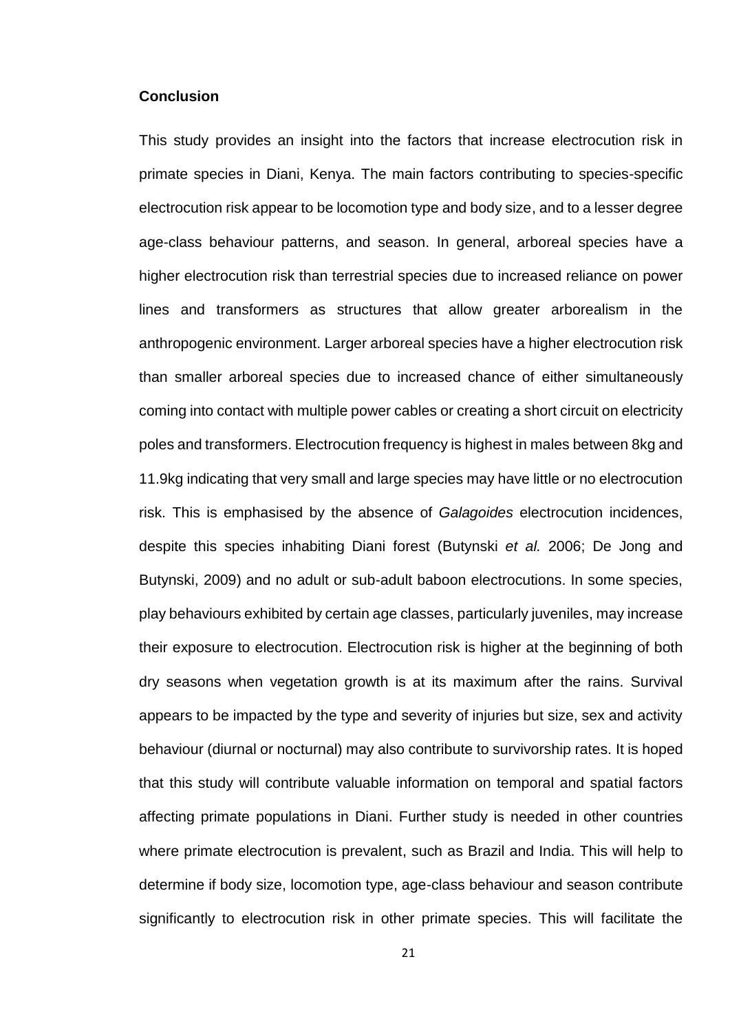## Conclusion

This study provides an insight into the factors that increase electrocution risk in primate species in Diani, Kenya. The main factors contributing to species-specific electrocution risk appear to be locomotion type and body size, and to a lesser degree age-class behaviour patterns, and season. In general, arboreal species have a higher electrocution risk than terrestrial species due to increased reliance on power lines and transformers as structures that allow greater arborealism in the anthropogenic environment. Larger arboreal species have a higher electrocution risk than smaller arboreal species due to increased chance of either simultaneously coming into contact with multiple power cables or creating a short circuit on electricity poles and transformers. Electrocution frequency is highest in males between 8kg and 11.9kg indicating that very small and large species may have little or no electrocution risk. This is emphasised by the absence of *Galagoides* electrocution incidences, despite this species inhabiting Diani forest (Butynski *et al.* 2006; De Jong and Butynski, 2009) and no adult or sub-adult baboon electrocutions. In some species, play behaviours exhibited by certain age classes, particularly juveniles, may increase their exposure to electrocution. Electrocution risk is higher at the beginning of both dry seasons when vegetation growth is at its maximum after the rains. Survival appears to be impacted by the type and severity of injuries but size, sex and activity behaviour (diurnal or nocturnal) may also contribute to survivorship rates. It is hoped that this study will contribute valuable information on temporal and spatial factors affecting primate populations in Diani. Further study is needed in other countries where primate electrocution is prevalent, such as Brazil and India. This will help to determine if body size, locomotion type, age-class behaviour and season contribute significantly to electrocution risk in other primate species. This will facilitate the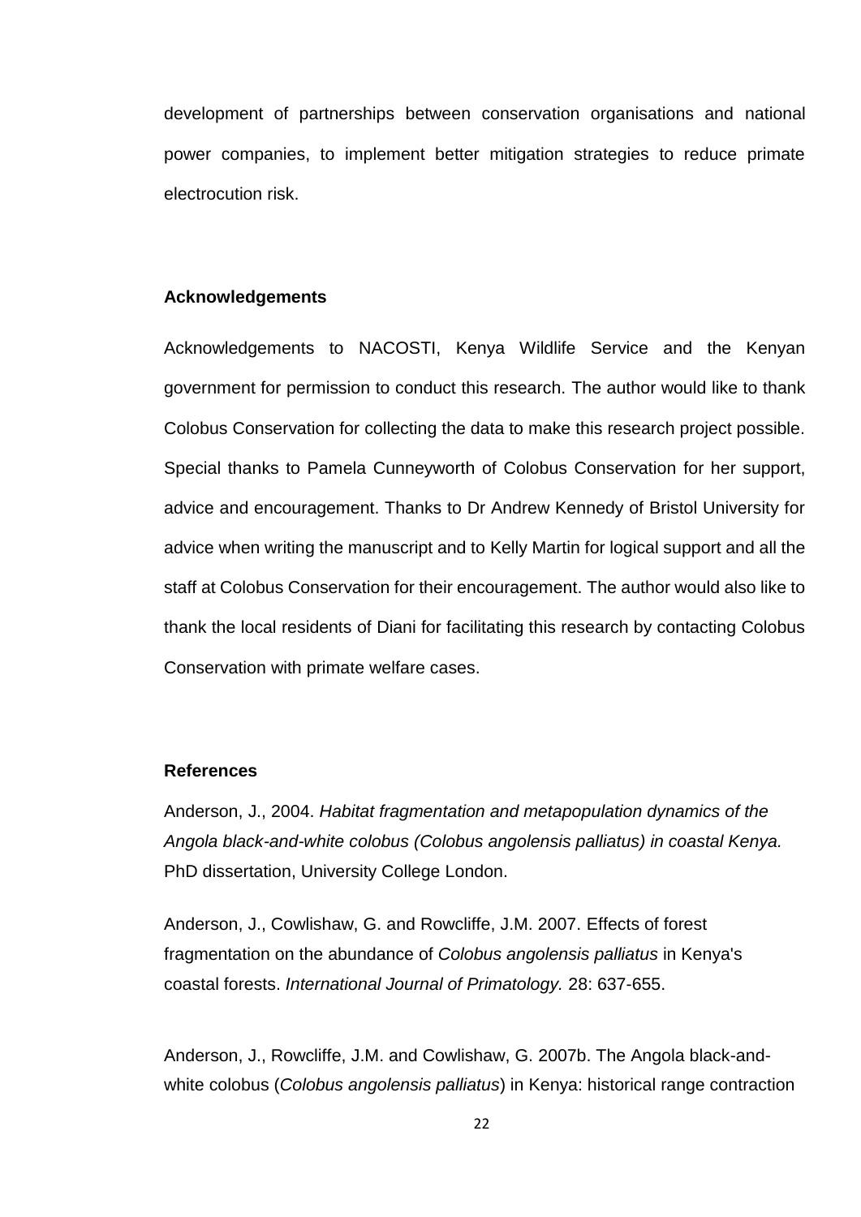development of partnerships between conservation organisations and national power companies, to implement better mitigation strategies to reduce primate electrocution risk.

## Acknowledgements

Acknowledgements to NACOSTI, Kenya Wildlife Service and the Kenyan government for permission to conduct this research. The author would like to thank Colobus Conservation for collecting the data to make this research project possible. Special thanks to Pamela Cunneyworth of Colobus Conservation for her support, advice and encouragement. Thanks to Dr Andrew Kennedy of Bristol University for advice when writing the manuscript and to Kelly Martin for logical support and all the staff at Colobus Conservation for their encouragement. The author would also like to thank the local residents of Diani for facilitating this research by contacting Colobus Conservation with primate welfare cases.

## References

Anderson, J., 2004. *Habitat fragmentation and metapopulation dynamics of the Angola black-and-white colobus (Colobus angolensis palliatus) in coastal Kenya.* PhD dissertation, University College London.

Anderson, J., Cowlishaw, G. and Rowcliffe, J.M. 2007. Effects of forest fragmentation on the abundance of *Colobus angolensis palliatus* in Kenya's coastal forests. *International Journal of Primatology.* 28: 637-655.

Anderson, J., Rowcliffe, J.M. and Cowlishaw, G. 2007b. The Angola black-and-white colobus (*Colobus angolensis palliatus*) in Kenya: historical range contraction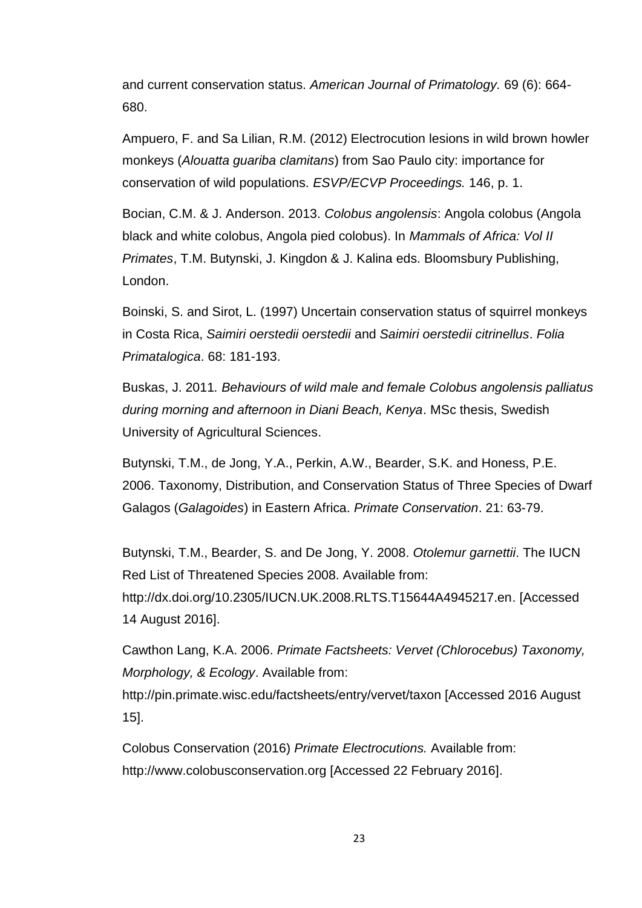and current conservation status. *American Journal of Primatology.* 69 (6): 664-680.

Ampuero, F. and Sa Lilian, R.M. (2012) Electrocution lesions in wild brown howler monkeys (*Alouatta guariba clamitans*) from Sao Paulo city: importance for conservation of wild populations. *ESVP/ECVP Proceedings.* 146, p. 1.

Bocian, C.M. & J. Anderson. 2013. *Colobus angolensis*: Angola colobus (Angola black and white colobus, Angola pied colobus). In *Mammals of Africa: Vol II Primates*, T.M. Butynski, J. Kingdon & J. Kalina eds. Bloomsbury Publishing, London.

Boinski, S. and Sirot, L. (1997) Uncertain conservation status of squirrel monkeys in Costa Rica, *Saimiri oerstedii oerstedii* and *Saimiri oerstedii citrinellus*. *Folia Primatalogica*. 68: 181-193.

Buskas, J. 2011*. Behaviours of wild male and female Colobus angolensis palliatus during morning and afternoon in Diani Beach, Kenya*. MSc thesis, Swedish University of Agricultural Sciences.

Butynski, T.M., de Jong, Y.A., Perkin, A.W., Bearder, S.K. and Honess, P.E. 2006. Taxonomy, Distribution, and Conservation Status of Three Species of Dwarf Galagos (*Galagoides*) in Eastern Africa. *Primate Conservation*. 21: 63-79.

Butynski, T.M., Bearder, S. and De Jong, Y. 2008. *Otolemur garnettii*. The IUCN Red List of Threatened Species 2008. Available from: http://dx.doi.org/10.2305/IUCN.UK.2008.RLTS.T15644A4945217.en. [Accessed 14 August 2016].

Cawthon Lang, K.A. 2006. *Primate Factsheets: Vervet (Chlorocebus) Taxonomy, Morphology, & Ecology*. Available from: http://pin.primate.wisc.edu/factsheets/entry/vervet/taxon [Accessed 2016 August 15].

Colobus Conservation (2016) *Primate Electrocutions.* Available from: http://www.colobusconservation.org [Accessed 22 February 2016].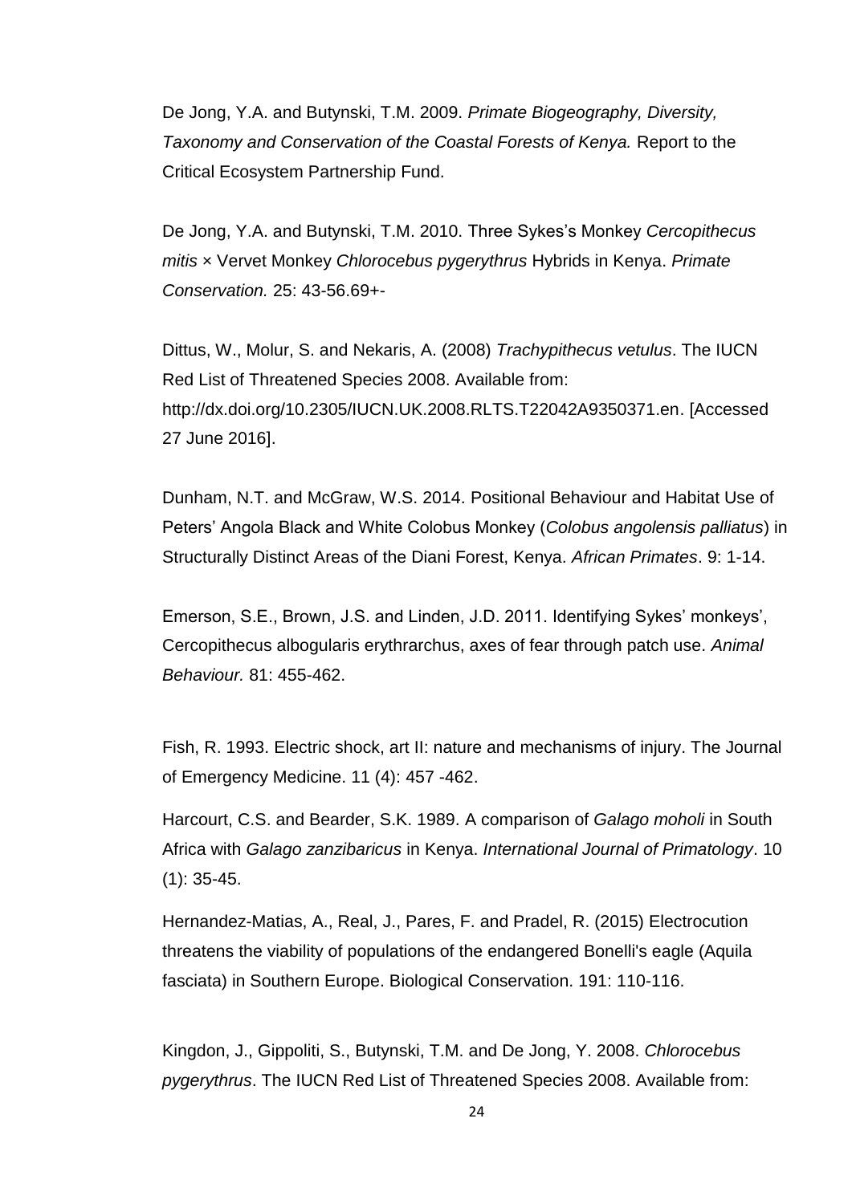De Jong, Y.A. and Butynski, T.M. 2009. *Primate Biogeography, Diversity, Taxonomy and Conservation of the Coastal Forests of Kenya.* Report to the Critical Ecosystem Partnership Fund.

De Jong, Y.A. and Butynski, T.M. 2010. Three Sykes's Monkey *Cercopithecus mitis* × Vervet Monkey *Chlorocebus pygerythrus* Hybrids in Kenya. *Primate Conservation.* 25: 43-56.69+-

Dittus, W., Molur, S. and Nekaris, A. (2008) *Trachypithecus vetulus*. The IUCN Red List of Threatened Species 2008. Available from: http://dx.doi.org/10.2305/IUCN.UK.2008.RLTS.T22042A9350371.en. [Accessed 27 June 2016].

Dunham, N.T. and McGraw, W.S. 2014. Positional Behaviour and Habitat Use of Peters' Angola Black and White Colobus Monkey (*Colobus angolensis palliatus*) in Structurally Distinct Areas of the Diani Forest, Kenya. *African Primates*. 9: 1-14.

Emerson, S.E., Brown, J.S. and Linden, J.D. 2011. Identifying Sykes' monkeys', Cercopithecus albogularis erythrarchus, axes of fear through patch use. *Animal Behaviour.* 81: 455-462.

Fish, R. 1993. Electric shock, art II: nature and mechanisms of injury. The Journal of Emergency Medicine. 11 (4): 457 -462.

Harcourt, C.S. and Bearder, S.K. 1989. A comparison of *Galago moholi* in South Africa with *Galago zanzibaricus* in Kenya. *International Journal of Primatology*. 10 (1): 35-45.

Hernandez-Matias, A., Real, J., Pares, F. and Pradel, R. (2015) Electrocution threatens the viability of populations of the endangered Bonelli's eagle (Aquila fasciata) in Southern Europe. Biological Conservation. 191: 110-116.

Kingdon, J., Gippoliti, S., Butynski, T.M. and De Jong, Y. 2008. *Chlorocebus pygerythrus*. The IUCN Red List of Threatened Species 2008. Available from: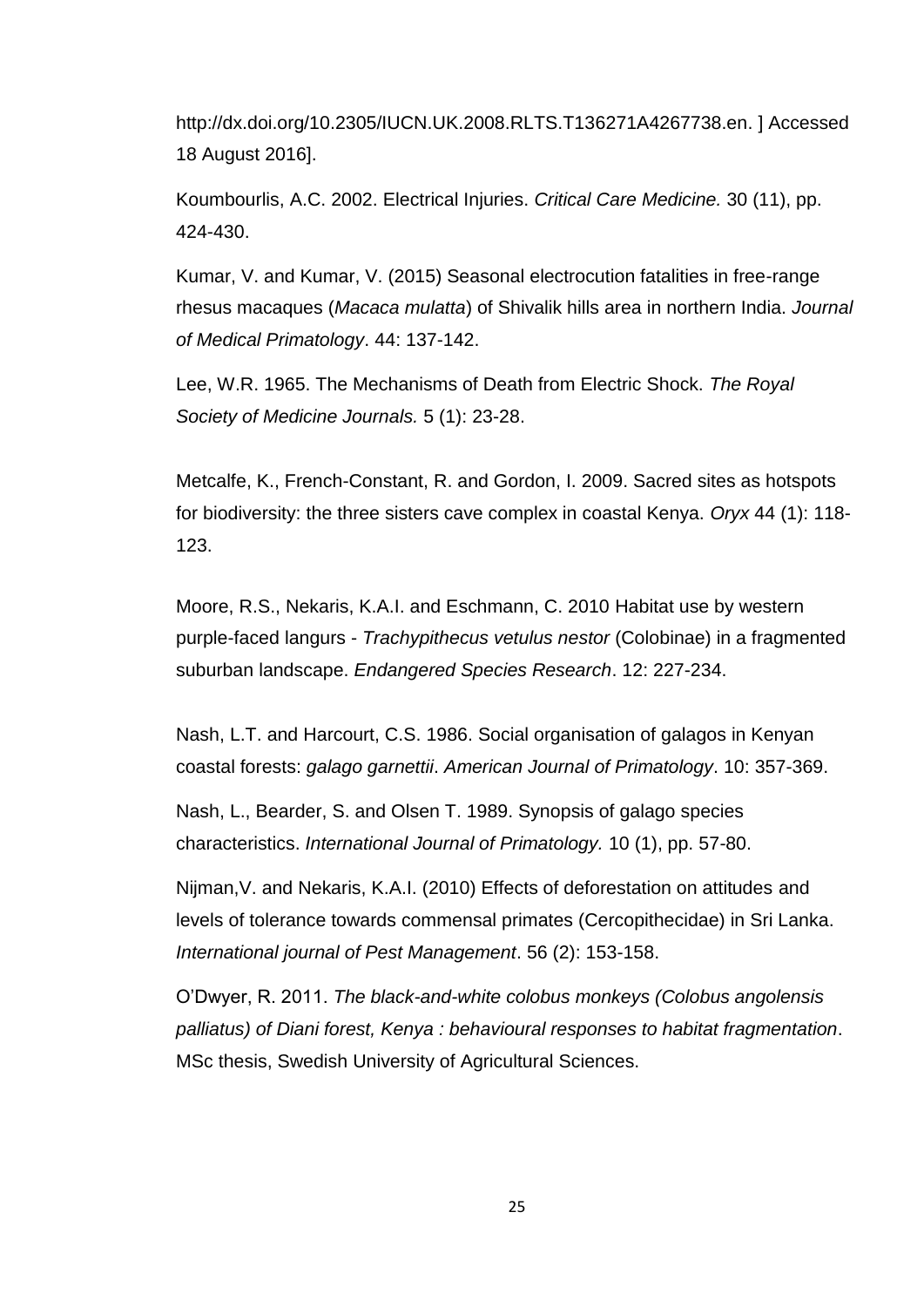http://dx.doi.org/10.2305/IUCN.UK.2008.RLTS.T136271A4267738.en. ] Accessed 18 August 2016].

Koumbourlis, A.C. 2002. Electrical Injuries. *Critical Care Medicine.* 30 (11), pp. 424-430.

Kumar, V. and Kumar, V. (2015) Seasonal electrocution fatalities in free-range rhesus macaques (*Macaca mulatta*) of Shivalik hills area in northern India. *Journal of Medical Primatology*. 44: 137-142.

Lee, W.R. 1965. The Mechanisms of Death from Electric Shock. *The Royal Society of Medicine Journals.* 5 (1): 23-28.

Metcalfe, K., French-Constant, R. and Gordon, I. 2009. Sacred sites as hotspots for biodiversity: the three sisters cave complex in coastal Kenya. *Oryx* 44 (1): 118-123.

Moore, R.S., Nekaris, K.A.I. and Eschmann, C. 2010 Habitat use by western purple-faced langurs - *Trachypithecus vetulus nestor* (Colobinae) in a fragmented suburban landscape. *Endangered Species Research*. 12: 227-234.

Nash, L.T. and Harcourt, C.S. 1986. Social organisation of galagos in Kenyan coastal forests: *galago garnettii*. *American Journal of Primatology*. 10: 357-369.

Nash, L., Bearder, S. and Olsen T. 1989. Synopsis of galago species characteristics. *International Journal of Primatology.* 10 (1), pp. 57-80.

Nijman,V. and Nekaris, K.A.I. (2010) Effects of deforestation on attitudes and levels of tolerance towards commensal primates (Cercopithecidae) in Sri Lanka. *International journal of Pest Management*. 56 (2): 153-158.

O'Dwyer, R. 2011. *The black-and-white colobus monkeys (Colobus angolensis palliatus) of Diani forest, Kenya : behavioural responses to habitat fragmentation*. MSc thesis, Swedish University of Agricultural Sciences.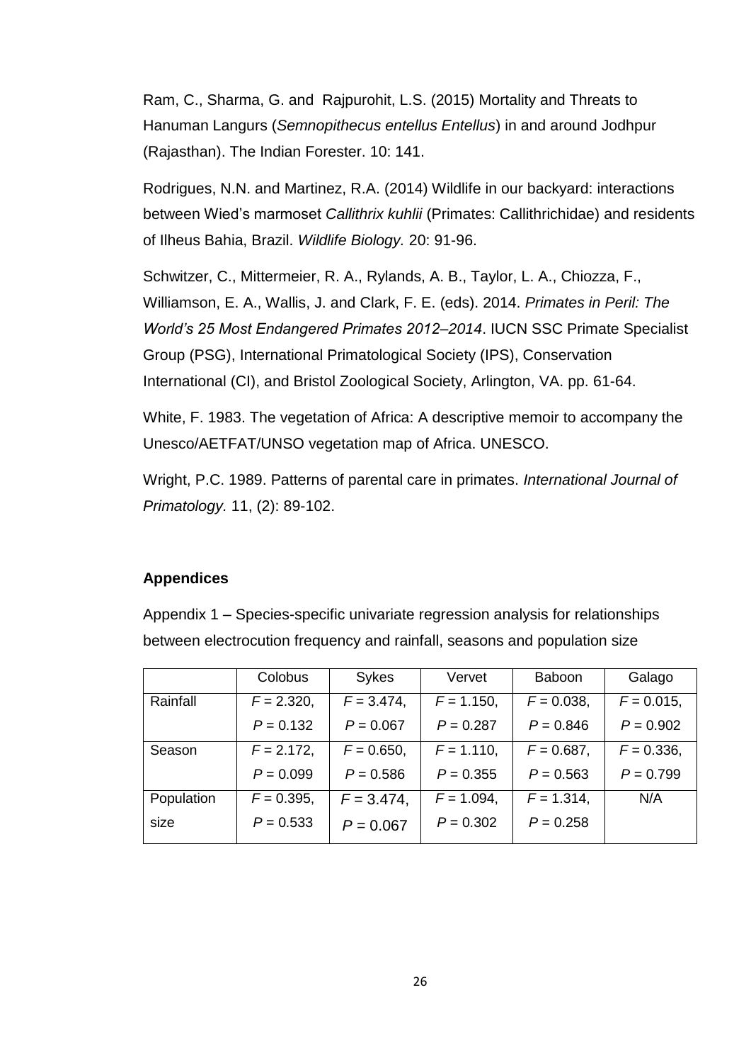Ram, C., Sharma, G. and Rajpurohit, L.S. (2015) Mortality and Threats to Hanuman Langurs (*Semnopithecus entellus Entellus*) in and around Jodhpur (Rajasthan). The Indian Forester. 10: 141.

Rodrigues, N.N. and Martinez, R.A. (2014) Wildlife in our backyard: interactions between Wied's marmoset *Callithrix kuhlii* (Primates: Callithrichidae) and residents of Ilheus Bahia, Brazil. *Wildlife Biology.* 20: 91-96.

Schwitzer, C., Mittermeier, R. A., Rylands, A. B., Taylor, L. A., Chiozza, F., Williamson, E. A., Wallis, J. and Clark, F. E. (eds). 2014. *Primates in Peril: The World's 25 Most Endangered Primates 2012–2014*. IUCN SSC Primate Specialist Group (PSG), International Primatological Society (IPS), Conservation International (CI), and Bristol Zoological Society, Arlington, VA. pp. 61-64.

White, F. 1983. The vegetation of Africa: A descriptive memoir to accompany the Unesco/AETFAT/UNSO vegetation map of Africa. UNESCO.

Wright, P.C. 1989. Patterns of parental care in primates. *International Journal of Primatology.* 11, (2): 89-102.

## Appendices

Appendix 1 – Species-specific univariate regression analysis for relationships between electrocution frequency and rainfall, seasons and population size

| | Colobus | Sykes | Vervet | Baboon | Galago |
|---|---|---|---|---|---|
| Rainfall | $F = 2.320$, $P = 0.132$ | $F = 3.474$, $P = 0.067$ | $F = 1.150$, $P = 0.287$ | $F = 0.038$, $P = 0.846$ | $F = 0.015$, $P = 0.902$ |
| Season | $F = 2.172$, $P = 0.099$ | $F = 0.650$, $P = 0.586$ | $F = 1.110$, $P = 0.355$ | $F = 0.687$, $P = 0.563$ | $F = 0.336$, $P = 0.799$ |
| Population size | $F = 0.395$, $P = 0.533$ | $F = 3.474$, $P = 0.067$ | $F = 1.094$, $P = 0.302$ | $F = 1.314$, $P = 0.258$ | N/A |